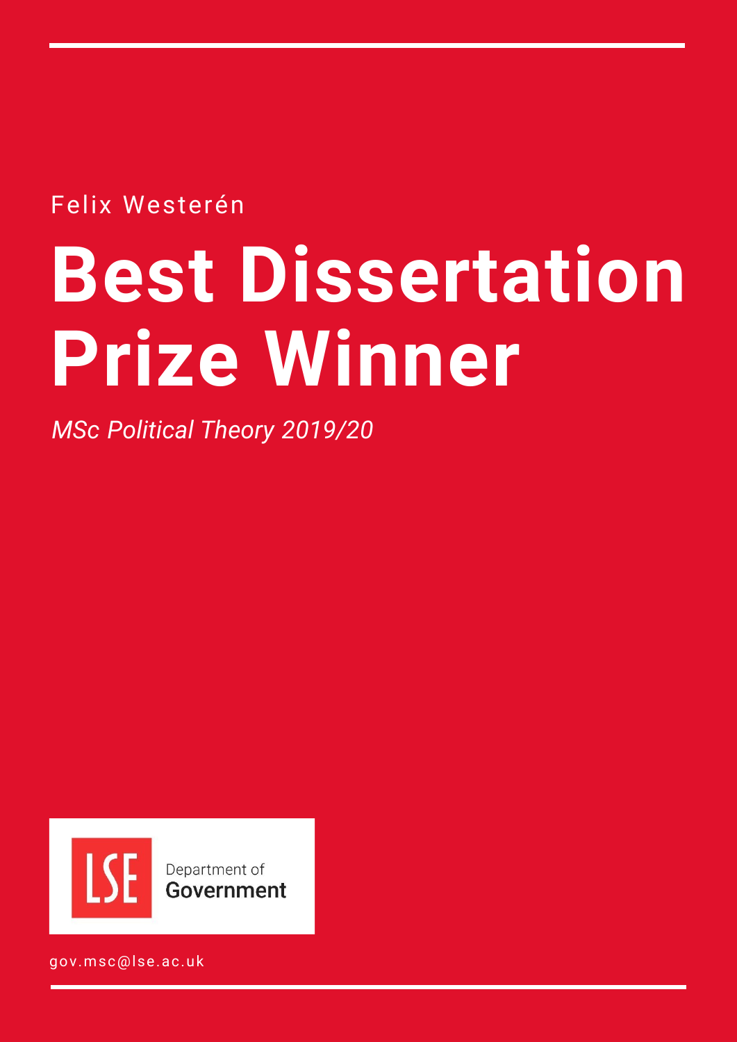Felix Westerén

# Best Dissertation Prize Winner

*MSc Political Theory 2019/20*

LSE Department of Government

gov.msc@lse.ac.uk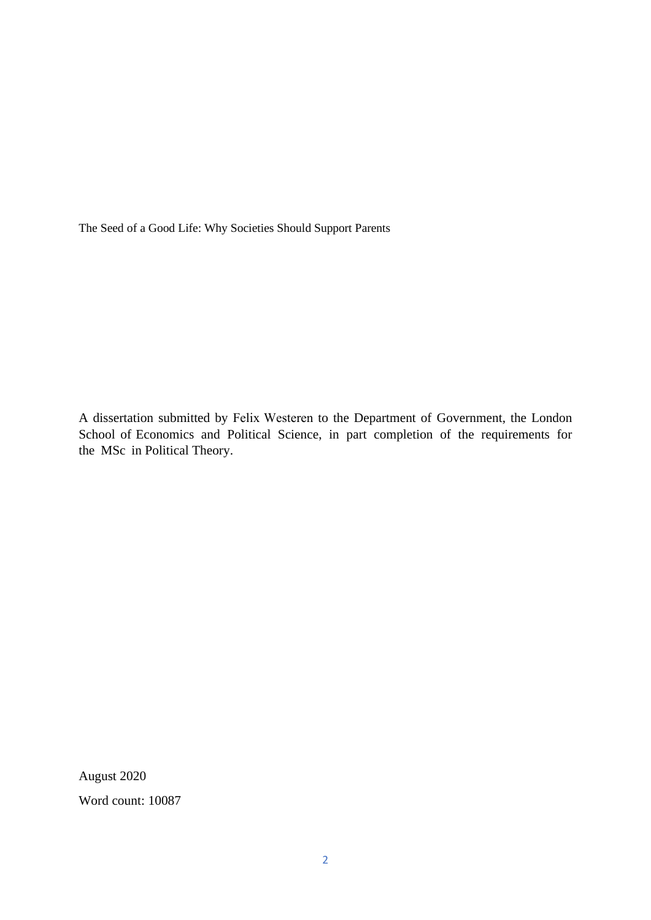The Seed of a Good Life: Why Societies Should Support Parents

A dissertation submitted by Felix Westeren to the Department of Government, the London School of Economics and Political Science, in part completion of the requirements for the MSc in Political Theory.

August 2020

Word count: 10087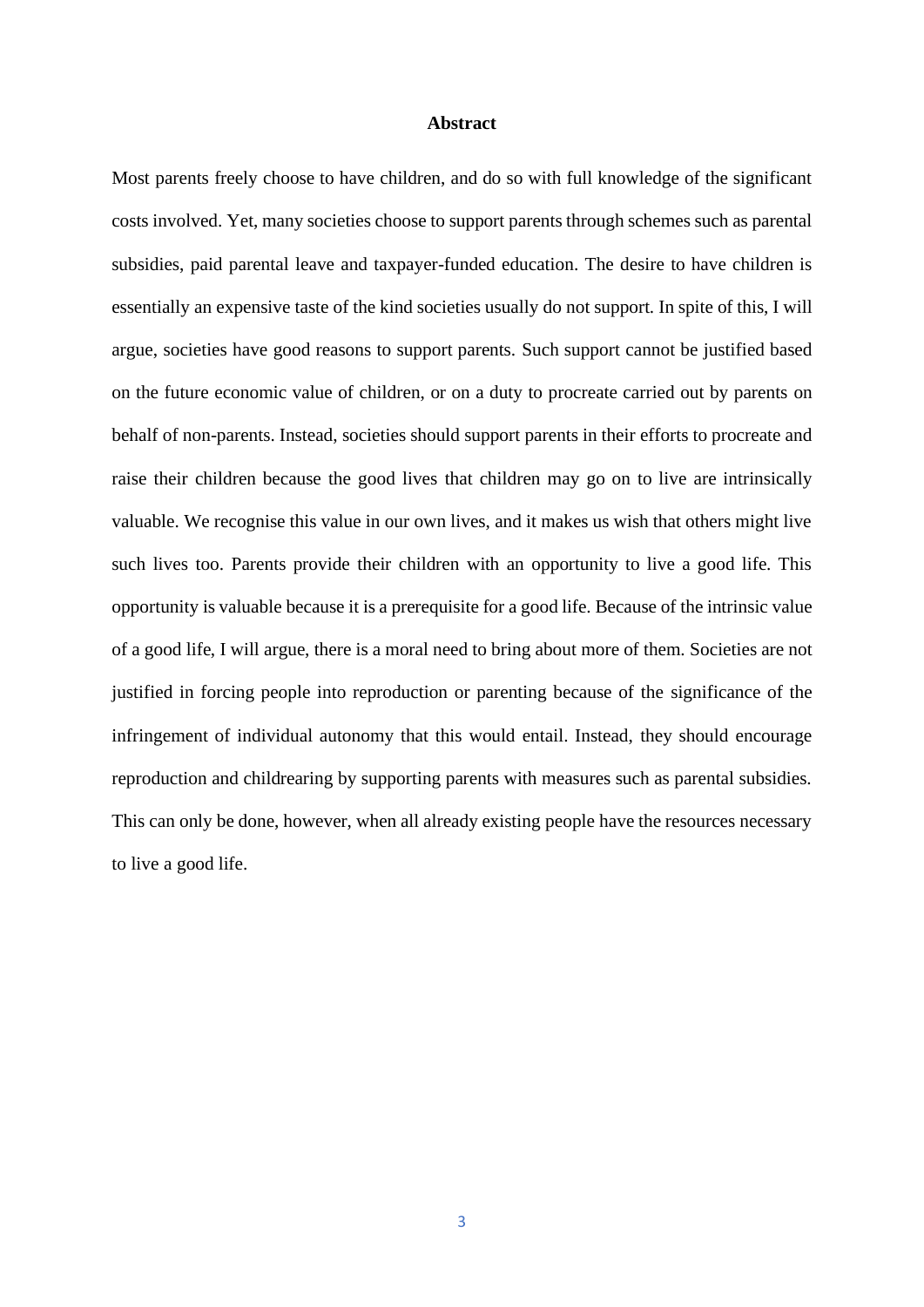**Abstract**

Most parents freely choose to have children, and do so with full knowledge of the significant costs involved. Yet, many societies choose to support parents through schemes such as parental subsidies, paid parental leave and taxpayer-funded education. The desire to have children is essentially an expensive taste of the kind societies usually do not support. In spite of this, I will argue, societies have good reasons to support parents. Such support cannot be justified based on the future economic value of children, or on a duty to procreate carried out by parents on behalf of non-parents. Instead, societies should support parents in their efforts to procreate and raise their children because the good lives that children may go on to live are intrinsically valuable. We recognise this value in our own lives, and it makes us wish that others might live such lives too. Parents provide their children with an opportunity to live a good life. This opportunity is valuable because it is a prerequisite for a good life. Because of the intrinsic value of a good life, I will argue, there is a moral need to bring about more of them. Societies are not justified in forcing people into reproduction or parenting because of the significance of the infringement of individual autonomy that this would entail. Instead, they should encourage reproduction and childrearing by supporting parents with measures such as parental subsidies. This can only be done, however, when all already existing people have the resources necessary to live a good life.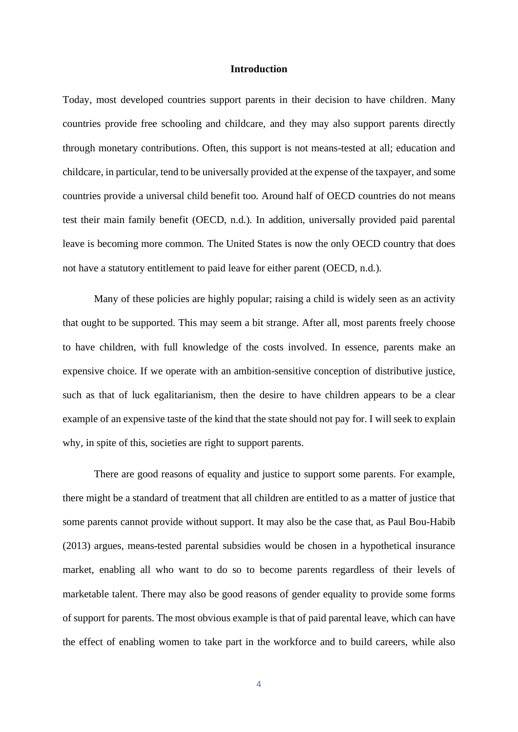# Introduction

Today, most developed countries support parents in their decision to have children. Many countries provide free schooling and childcare, and they may also support parents directly through monetary contributions. Often, this support is not means-tested at all; education and childcare, in particular, tend to be universally provided at the expense of the taxpayer, and some countries provide a universal child benefit too. Around half of OECD countries do not means test their main family benefit (OECD, n.d.). In addition, universally provided paid parental leave is becoming more common. The United States is now the only OECD country that does not have a statutory entitlement to paid leave for either parent (OECD, n.d.).

Many of these policies are highly popular; raising a child is widely seen as an activity that ought to be supported. This may seem a bit strange. After all, most parents freely choose to have children, with full knowledge of the costs involved. In essence, parents make an expensive choice. If we operate with an ambition-sensitive conception of distributive justice, such as that of luck egalitarianism, then the desire to have children appears to be a clear example of an expensive taste of the kind that the state should not pay for. I will seek to explain why, in spite of this, societies are right to support parents.

There are good reasons of equality and justice to support some parents. For example, there might be a standard of treatment that all children are entitled to as a matter of justice that some parents cannot provide without support. It may also be the case that, as Paul Bou-Habib (2013) argues, means-tested parental subsidies would be chosen in a hypothetical insurance market, enabling all who want to do so to become parents regardless of their levels of marketable talent. There may also be good reasons of gender equality to provide some forms of support for parents. The most obvious example is that of paid parental leave, which can have the effect of enabling women to take part in the workforce and to build careers, while also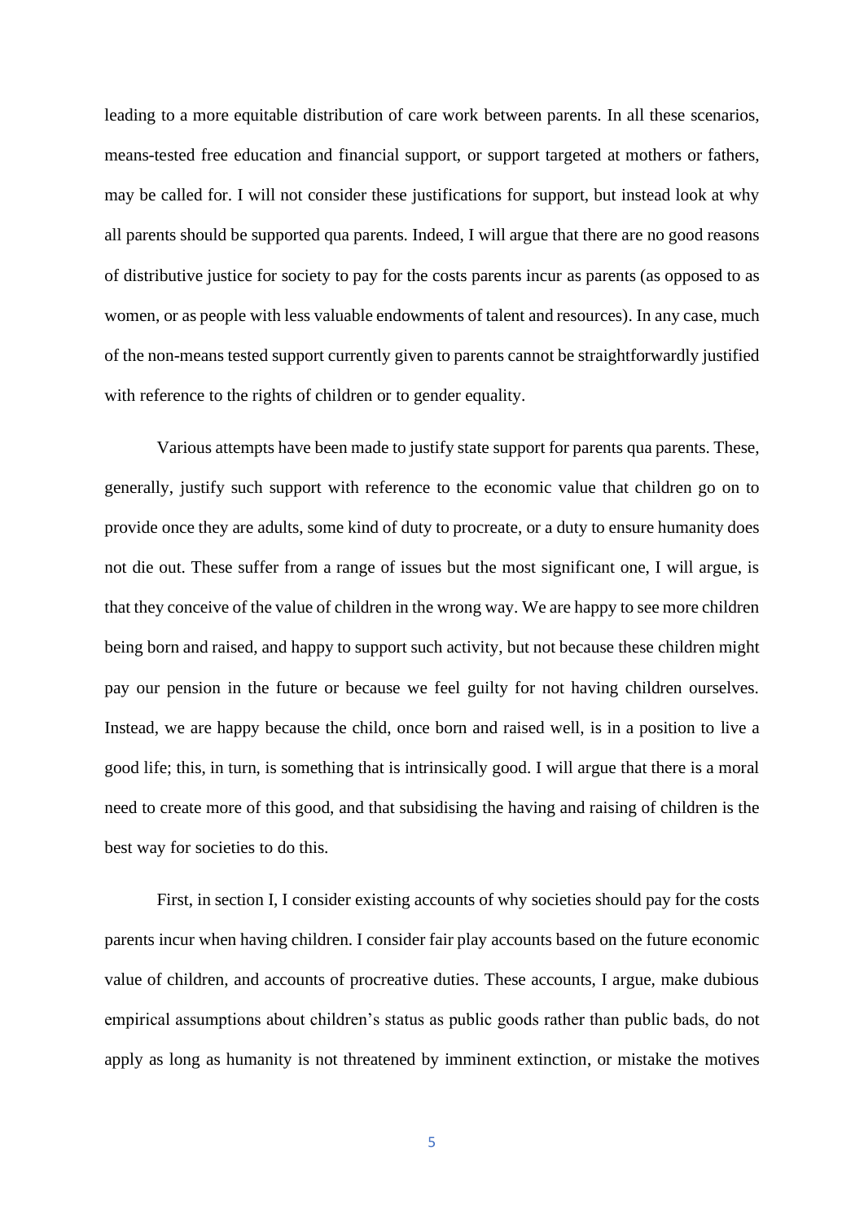leading to a more equitable distribution of care work between parents. In all these scenarios, means-tested free education and financial support, or support targeted at mothers or fathers, may be called for. I will not consider these justifications for support, but instead look at why all parents should be supported qua parents. Indeed, I will argue that there are no good reasons of distributive justice for society to pay for the costs parents incur as parents (as opposed to as women, or as people with less valuable endowments of talent and resources). In any case, much of the non-means tested support currently given to parents cannot be straightforwardly justified with reference to the rights of children or to gender equality.

Various attempts have been made to justify state support for parents qua parents. These, generally, justify such support with reference to the economic value that children go on to provide once they are adults, some kind of duty to procreate, or a duty to ensure humanity does not die out. These suffer from a range of issues but the most significant one, I will argue, is that they conceive of the value of children in the wrong way. We are happy to see more children being born and raised, and happy to support such activity, but not because these children might pay our pension in the future or because we feel guilty for not having children ourselves. Instead, we are happy because the child, once born and raised well, is in a position to live a good life; this, in turn, is something that is intrinsically good. I will argue that there is a moral need to create more of this good, and that subsidising the having and raising of children is the best way for societies to do this.

First, in section I, I consider existing accounts of why societies should pay for the costs parents incur when having children. I consider fair play accounts based on the future economic value of children, and accounts of procreative duties. These accounts, I argue, make dubious empirical assumptions about children's status as public goods rather than public bads, do not apply as long as humanity is not threatened by imminent extinction, or mistake the motives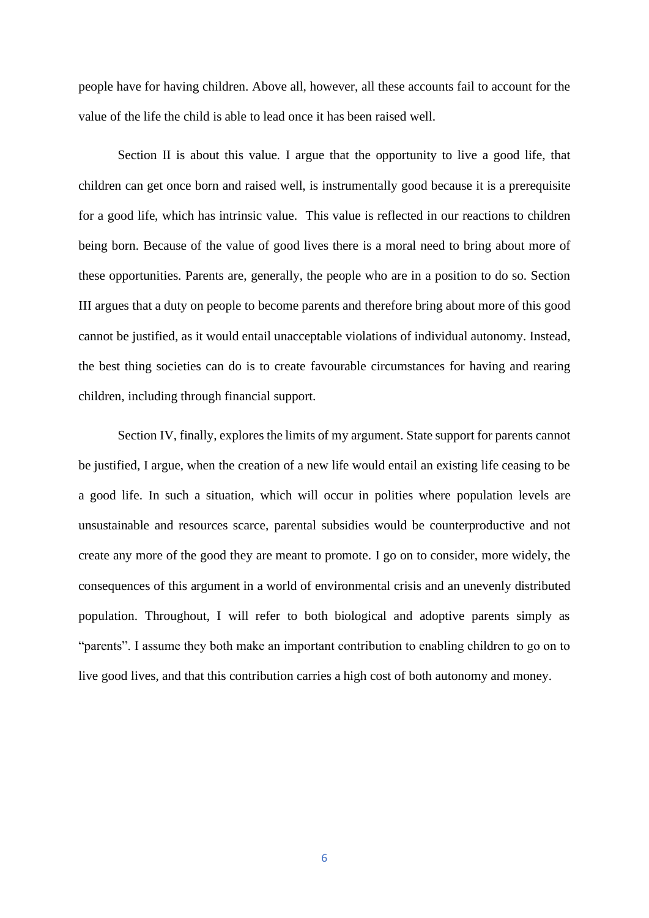people have for having children. Above all, however, all these accounts fail to account for the value of the life the child is able to lead once it has been raised well.

Section II is about this value. I argue that the opportunity to live a good life, that children can get once born and raised well, is instrumentally good because it is a prerequisite for a good life, which has intrinsic value. This value is reflected in our reactions to children being born. Because of the value of good lives there is a moral need to bring about more of these opportunities. Parents are, generally, the people who are in a position to do so. Section III argues that a duty on people to become parents and therefore bring about more of this good cannot be justified, as it would entail unacceptable violations of individual autonomy. Instead, the best thing societies can do is to create favourable circumstances for having and rearing children, including through financial support.

Section IV, finally, explores the limits of my argument. State support for parents cannot be justified, I argue, when the creation of a new life would entail an existing life ceasing to be a good life. In such a situation, which will occur in polities where population levels are unsustainable and resources scarce, parental subsidies would be counterproductive and not create any more of the good they are meant to promote. I go on to consider, more widely, the consequences of this argument in a world of environmental crisis and an unevenly distributed population. Throughout, I will refer to both biological and adoptive parents simply as "parents". I assume they both make an important contribution to enabling children to go on to live good lives, and that this contribution carries a high cost of both autonomy and money.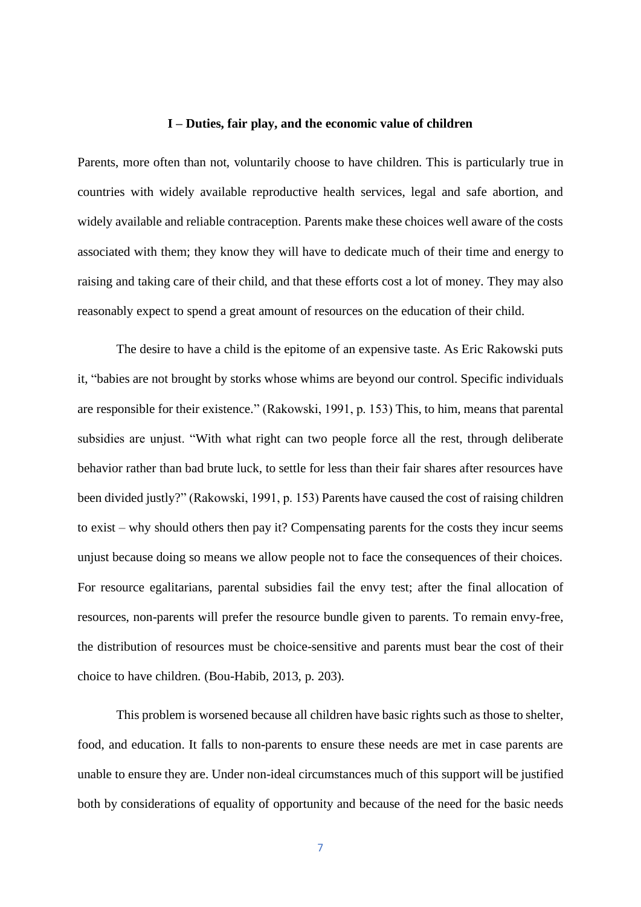## I – Duties, fair play, and the economic value of children

Parents, more often than not, voluntarily choose to have children. This is particularly true in countries with widely available reproductive health services, legal and safe abortion, and widely available and reliable contraception. Parents make these choices well aware of the costs associated with them; they know they will have to dedicate much of their time and energy to raising and taking care of their child, and that these efforts cost a lot of money. They may also reasonably expect to spend a great amount of resources on the education of their child.

The desire to have a child is the epitome of an expensive taste. As Eric Rakowski puts it, "babies are not brought by storks whose whims are beyond our control. Specific individuals are responsible for their existence." (Rakowski, 1991, p. 153) This, to him, means that parental subsidies are unjust. "With what right can two people force all the rest, through deliberate behavior rather than bad brute luck, to settle for less than their fair shares after resources have been divided justly?" (Rakowski, 1991, p. 153) Parents have caused the cost of raising children to exist – why should others then pay it? Compensating parents for the costs they incur seems unjust because doing so means we allow people not to face the consequences of their choices. For resource egalitarians, parental subsidies fail the envy test; after the final allocation of resources, non-parents will prefer the resource bundle given to parents. To remain envy-free, the distribution of resources must be choice-sensitive and parents must bear the cost of their choice to have children. (Bou-Habib, 2013, p. 203).

This problem is worsened because all children have basic rights such as those to shelter, food, and education. It falls to non-parents to ensure these needs are met in case parents are unable to ensure they are. Under non-ideal circumstances much of this support will be justified both by considerations of equality of opportunity and because of the need for the basic needs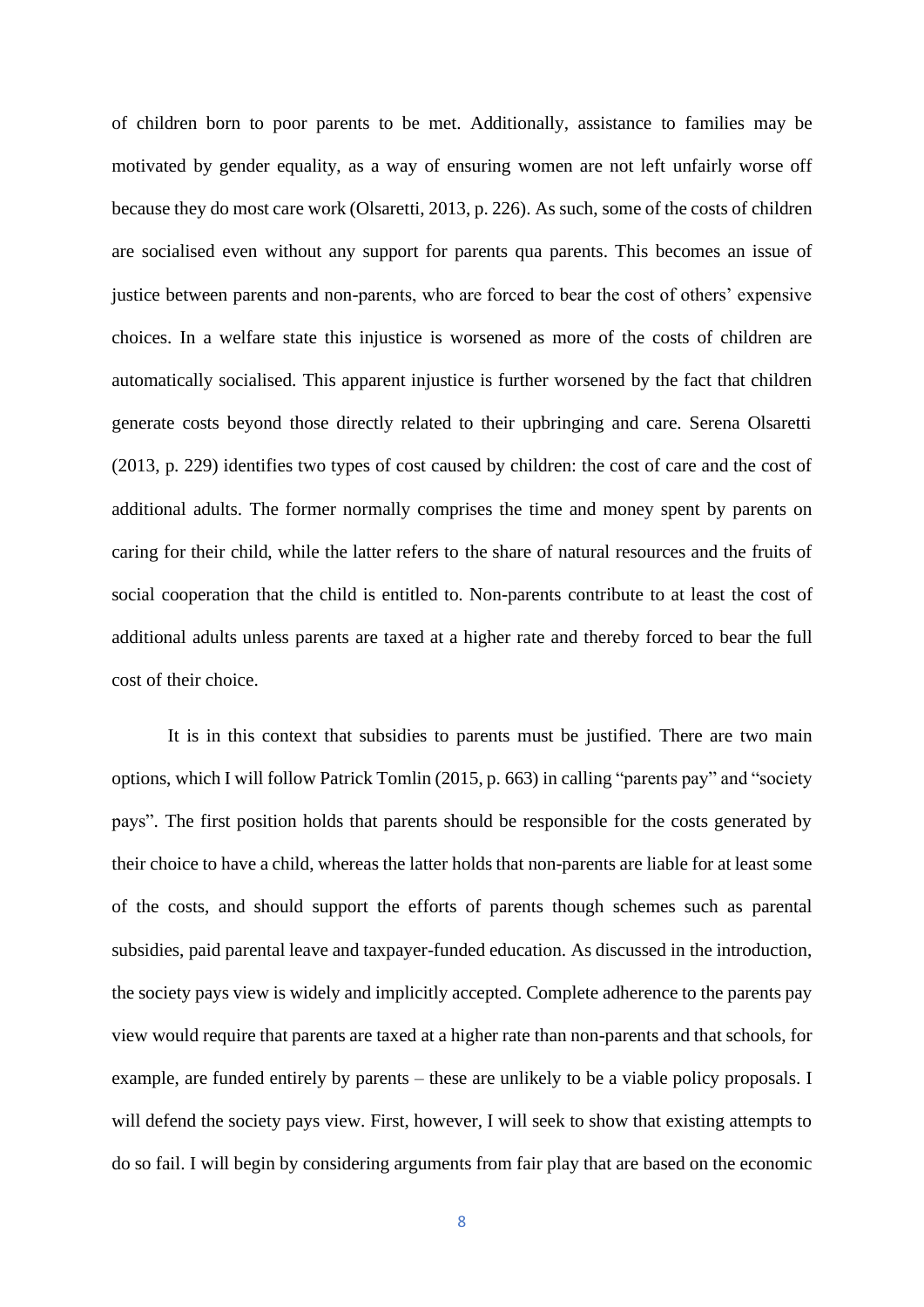of children born to poor parents to be met. Additionally, assistance to families may be motivated by gender equality, as a way of ensuring women are not left unfairly worse off because they do most care work (Olsaretti, 2013, p. 226). As such, some of the costs of children are socialised even without any support for parents qua parents. This becomes an issue of justice between parents and non-parents, who are forced to bear the cost of others' expensive choices. In a welfare state this injustice is worsened as more of the costs of children are automatically socialised. This apparent injustice is further worsened by the fact that children generate costs beyond those directly related to their upbringing and care. Serena Olsaretti (2013, p. 229) identifies two types of cost caused by children: the cost of care and the cost of additional adults. The former normally comprises the time and money spent by parents on caring for their child, while the latter refers to the share of natural resources and the fruits of social cooperation that the child is entitled to. Non-parents contribute to at least the cost of additional adults unless parents are taxed at a higher rate and thereby forced to bear the full cost of their choice.

It is in this context that subsidies to parents must be justified. There are two main options, which I will follow Patrick Tomlin (2015, p. 663) in calling "parents pay" and "society pays". The first position holds that parents should be responsible for the costs generated by their choice to have a child, whereas the latter holds that non-parents are liable for at least some of the costs, and should support the efforts of parents though schemes such as parental subsidies, paid parental leave and taxpayer-funded education. As discussed in the introduction, the society pays view is widely and implicitly accepted. Complete adherence to the parents pay view would require that parents are taxed at a higher rate than non-parents and that schools, for example, are funded entirely by parents – these are unlikely to be a viable policy proposals. I will defend the society pays view. First, however, I will seek to show that existing attempts to do so fail. I will begin by considering arguments from fair play that are based on the economic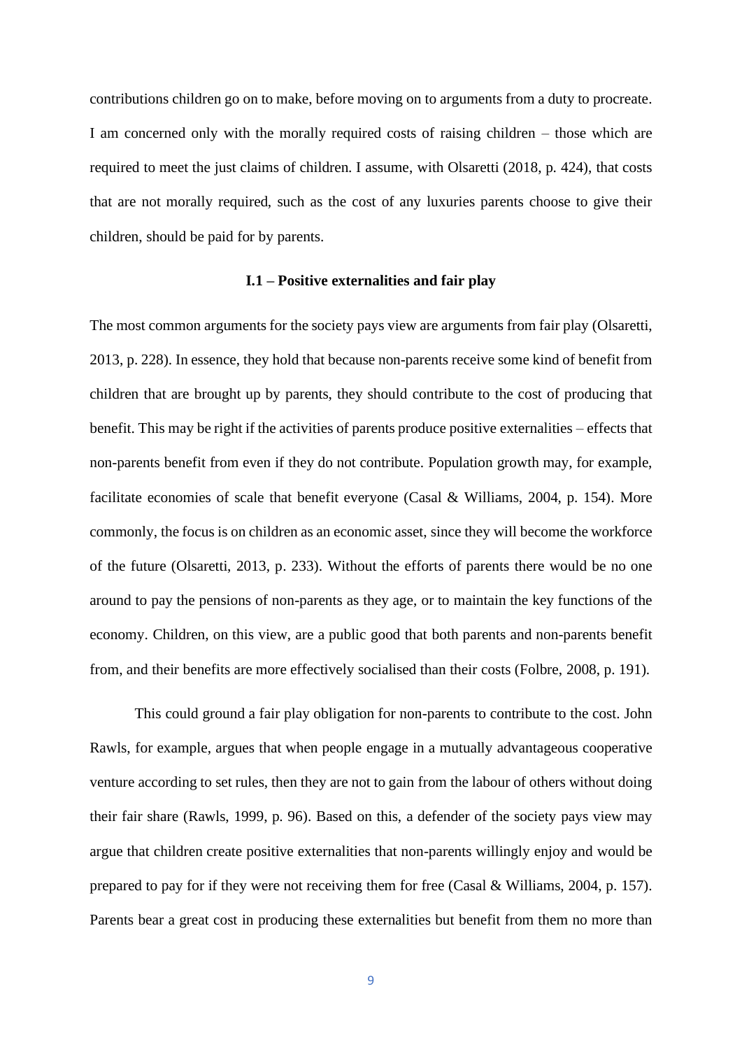contributions children go on to make, before moving on to arguments from a duty to procreate. I am concerned only with the morally required costs of raising children – those which are required to meet the just claims of children. I assume, with Olsaretti (2018, p. 424), that costs that are not morally required, such as the cost of any luxuries parents choose to give their children, should be paid for by parents.

### I.1 – Positive externalities and fair play

The most common arguments for the society pays view are arguments from fair play (Olsaretti, 2013, p. 228). In essence, they hold that because non-parents receive some kind of benefit from children that are brought up by parents, they should contribute to the cost of producing that benefit. This may be right if the activities of parents produce positive externalities – effects that non-parents benefit from even if they do not contribute. Population growth may, for example, facilitate economies of scale that benefit everyone (Casal & Williams, 2004, p. 154). More commonly, the focus is on children as an economic asset, since they will become the workforce of the future (Olsaretti, 2013, p. 233). Without the efforts of parents there would be no one around to pay the pensions of non-parents as they age, or to maintain the key functions of the economy. Children, on this view, are a public good that both parents and non-parents benefit from, and their benefits are more effectively socialised than their costs (Folbre, 2008, p. 191).

This could ground a fair play obligation for non-parents to contribute to the cost. John Rawls, for example, argues that when people engage in a mutually advantageous cooperative venture according to set rules, then they are not to gain from the labour of others without doing their fair share (Rawls, 1999, p. 96). Based on this, a defender of the society pays view may argue that children create positive externalities that non-parents willingly enjoy and would be prepared to pay for if they were not receiving them for free (Casal & Williams, 2004, p. 157). Parents bear a great cost in producing these externalities but benefit from them no more than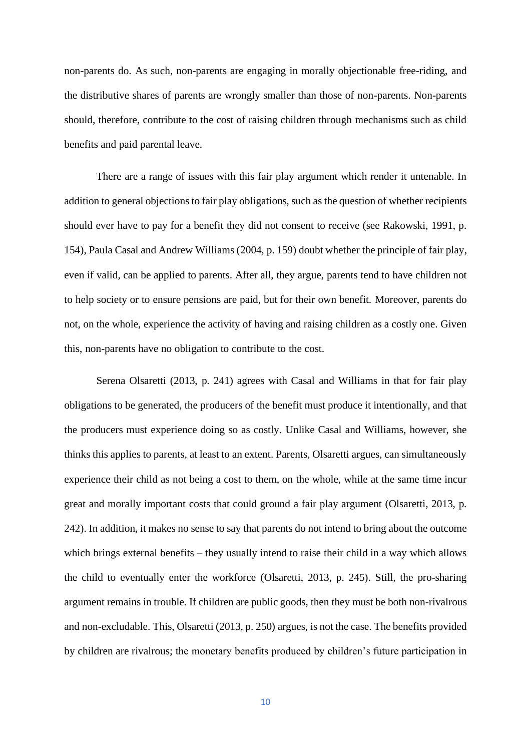non-parents do. As such, non-parents are engaging in morally objectionable free-riding, and the distributive shares of parents are wrongly smaller than those of non-parents. Non-parents should, therefore, contribute to the cost of raising children through mechanisms such as child benefits and paid parental leave.

There are a range of issues with this fair play argument which render it untenable. In addition to general objections to fair play obligations, such as the question of whether recipients should ever have to pay for a benefit they did not consent to receive (see Rakowski, 1991, p. 154), Paula Casal and Andrew Williams (2004, p. 159) doubt whether the principle of fair play, even if valid, can be applied to parents. After all, they argue, parents tend to have children not to help society or to ensure pensions are paid, but for their own benefit. Moreover, parents do not, on the whole, experience the activity of having and raising children as a costly one. Given this, non-parents have no obligation to contribute to the cost.

Serena Olsaretti (2013, p. 241) agrees with Casal and Williams in that for fair play obligations to be generated, the producers of the benefit must produce it intentionally, and that the producers must experience doing so as costly. Unlike Casal and Williams, however, she thinks this applies to parents, at least to an extent. Parents, Olsaretti argues, can simultaneously experience their child as not being a cost to them, on the whole, while at the same time incur great and morally important costs that could ground a fair play argument (Olsaretti, 2013, p. 242). In addition, it makes no sense to say that parents do not intend to bring about the outcome which brings external benefits – they usually intend to raise their child in a way which allows the child to eventually enter the workforce (Olsaretti, 2013, p. 245). Still, the pro-sharing argument remains in trouble. If children are public goods, then they must be both non-rivalrous and non-excludable. This, Olsaretti (2013, p. 250) argues, is not the case. The benefits provided by children are rivalrous; the monetary benefits produced by children's future participation in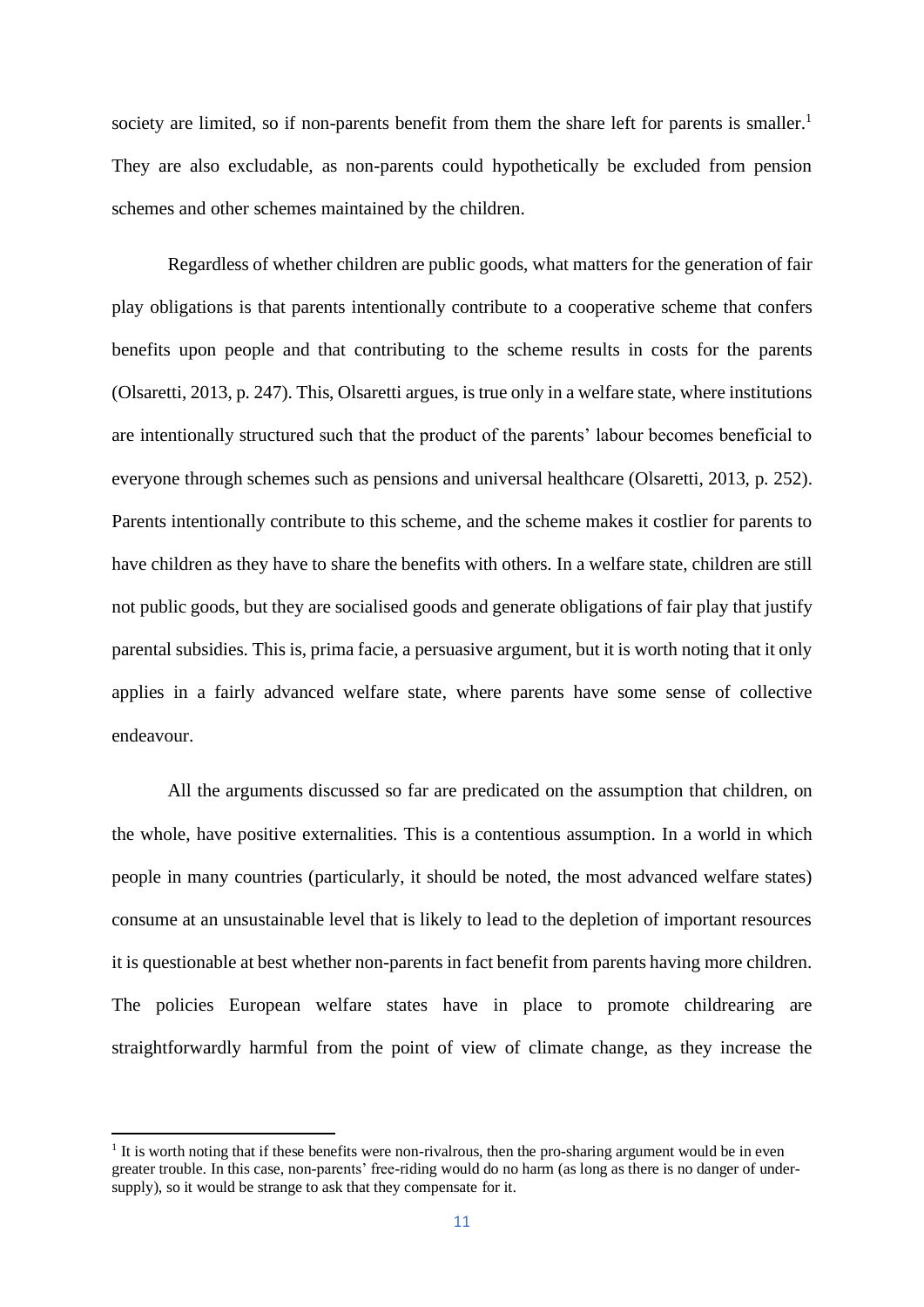society are limited, so if non-parents benefit from them the share left for parents is smaller.[1] They are also excludable, as non-parents could hypothetically be excluded from pension schemes and other schemes maintained by the children.

Regardless of whether children are public goods, what matters for the generation of fair play obligations is that parents intentionally contribute to a cooperative scheme that confers benefits upon people and that contributing to the scheme results in costs for the parents (Olsaretti, 2013, p. 247). This, Olsaretti argues, is true only in a welfare state, where institutions are intentionally structured such that the product of the parents' labour becomes beneficial to everyone through schemes such as pensions and universal healthcare (Olsaretti, 2013, p. 252). Parents intentionally contribute to this scheme, and the scheme makes it costlier for parents to have children as they have to share the benefits with others. In a welfare state, children are still not public goods, but they are socialised goods and generate obligations of fair play that justify parental subsidies. This is, prima facie, a persuasive argument, but it is worth noting that it only applies in a fairly advanced welfare state, where parents have some sense of collective endeavour.

All the arguments discussed so far are predicated on the assumption that children, on the whole, have positive externalities. This is a contentious assumption. In a world in which people in many countries (particularly, it should be noted, the most advanced welfare states) consume at an unsustainable level that is likely to lead to the depletion of important resources it is questionable at best whether non-parents in fact benefit from parents having more children. The policies European welfare states have in place to promote childrearing are straightforwardly harmful from the point of view of climate change, as they increase the

[1] It is worth noting that if these benefits were non-rivalrous, then the pro-sharing argument would be in even greater trouble. In this case, non-parents' free-riding would do no harm (as long as there is no danger of under-supply), so it would be strange to ask that they compensate for it.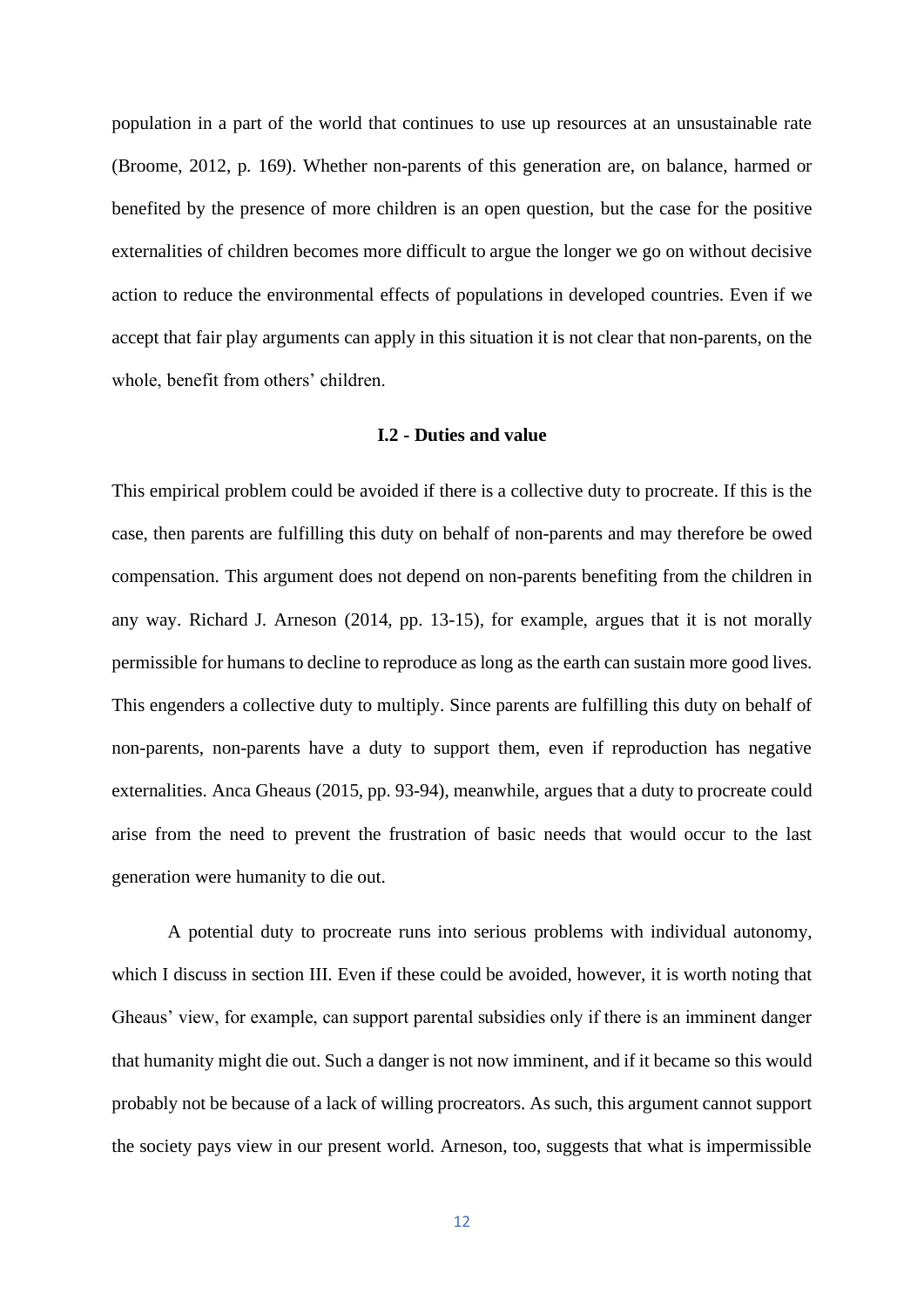population in a part of the world that continues to use up resources at an unsustainable rate (Broome, 2012, p. 169). Whether non-parents of this generation are, on balance, harmed or benefited by the presence of more children is an open question, but the case for the positive externalities of children becomes more difficult to argue the longer we go on without decisive action to reduce the environmental effects of populations in developed countries. Even if we accept that fair play arguments can apply in this situation it is not clear that non-parents, on the whole, benefit from others' children.

### I.2 - Duties and value

This empirical problem could be avoided if there is a collective duty to procreate. If this is the case, then parents are fulfilling this duty on behalf of non-parents and may therefore be owed compensation. This argument does not depend on non-parents benefiting from the children in any way. Richard J. Arneson (2014, pp. 13-15), for example, argues that it is not morally permissible for humans to decline to reproduce as long as the earth can sustain more good lives. This engenders a collective duty to multiply. Since parents are fulfilling this duty on behalf of non-parents, non-parents have a duty to support them, even if reproduction has negative externalities. Anca Gheaus (2015, pp. 93-94), meanwhile, argues that a duty to procreate could arise from the need to prevent the frustration of basic needs that would occur to the last generation were humanity to die out.

A potential duty to procreate runs into serious problems with individual autonomy, which I discuss in section III. Even if these could be avoided, however, it is worth noting that Gheaus' view, for example, can support parental subsidies only if there is an imminent danger that humanity might die out. Such a danger is not now imminent, and if it became so this would probably not be because of a lack of willing procreators. As such, this argument cannot support the society pays view in our present world. Arneson, too, suggests that what is impermissible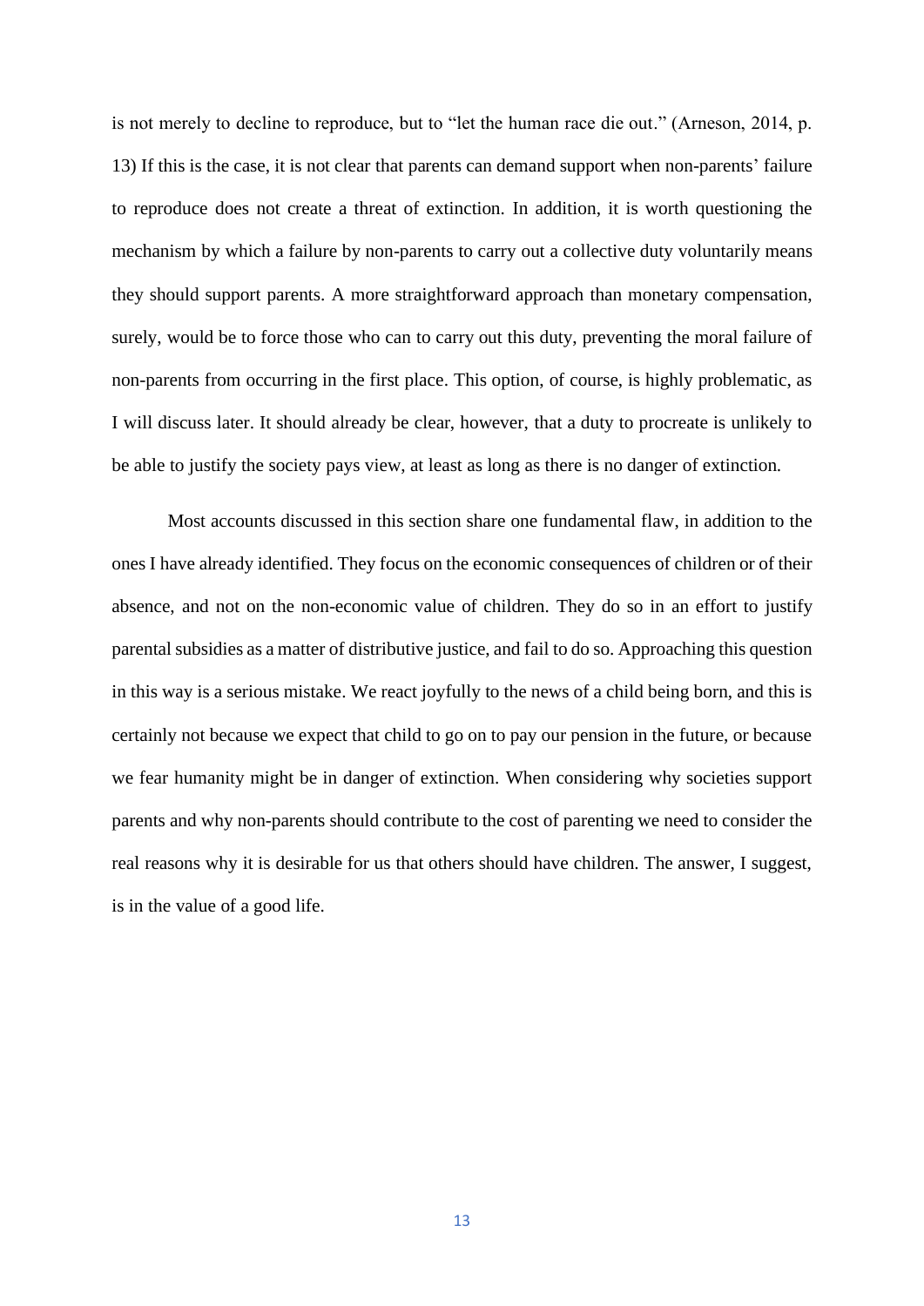is not merely to decline to reproduce, but to "let the human race die out." (Arneson, 2014, p. 13) If this is the case, it is not clear that parents can demand support when non-parents' failure to reproduce does not create a threat of extinction. In addition, it is worth questioning the mechanism by which a failure by non-parents to carry out a collective duty voluntarily means they should support parents. A more straightforward approach than monetary compensation, surely, would be to force those who can to carry out this duty, preventing the moral failure of non-parents from occurring in the first place. This option, of course, is highly problematic, as I will discuss later. It should already be clear, however, that a duty to procreate is unlikely to be able to justify the society pays view, at least as long as there is no danger of extinction.

Most accounts discussed in this section share one fundamental flaw, in addition to the ones I have already identified. They focus on the economic consequences of children or of their absence, and not on the non-economic value of children. They do so in an effort to justify parental subsidies as a matter of distributive justice, and fail to do so. Approaching this question in this way is a serious mistake. We react joyfully to the news of a child being born, and this is certainly not because we expect that child to go on to pay our pension in the future, or because we fear humanity might be in danger of extinction. When considering why societies support parents and why non-parents should contribute to the cost of parenting we need to consider the real reasons why it is desirable for us that others should have children. The answer, I suggest, is in the value of a good life.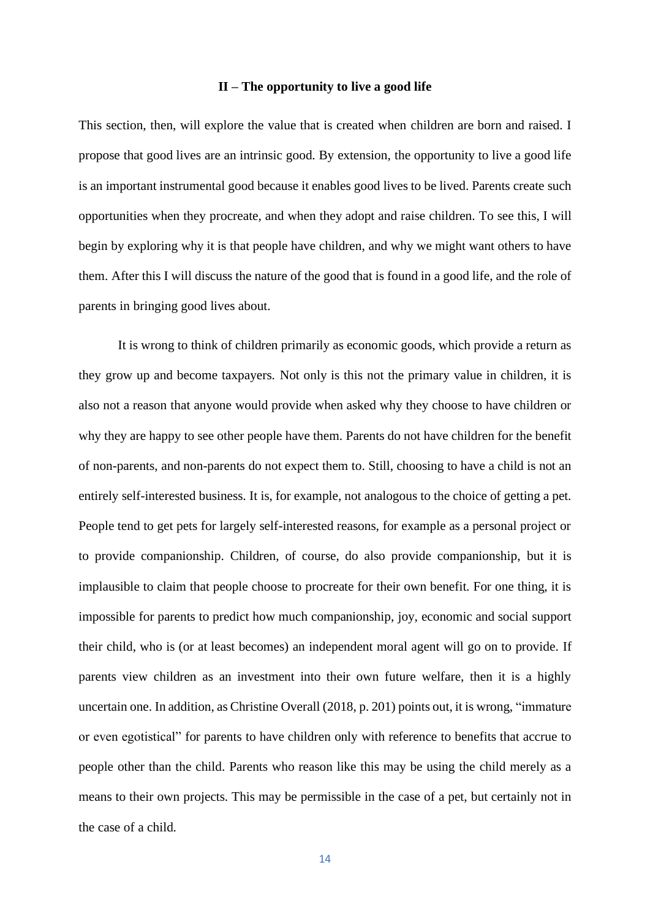## II – The opportunity to live a good life

This section, then, will explore the value that is created when children are born and raised. I propose that good lives are an intrinsic good. By extension, the opportunity to live a good life is an important instrumental good because it enables good lives to be lived. Parents create such opportunities when they procreate, and when they adopt and raise children. To see this, I will begin by exploring why it is that people have children, and why we might want others to have them. After this I will discuss the nature of the good that is found in a good life, and the role of parents in bringing good lives about.

It is wrong to think of children primarily as economic goods, which provide a return as they grow up and become taxpayers. Not only is this not the primary value in children, it is also not a reason that anyone would provide when asked why they choose to have children or why they are happy to see other people have them. Parents do not have children for the benefit of non-parents, and non-parents do not expect them to. Still, choosing to have a child is not an entirely self-interested business. It is, for example, not analogous to the choice of getting a pet. People tend to get pets for largely self-interested reasons, for example as a personal project or to provide companionship. Children, of course, do also provide companionship, but it is implausible to claim that people choose to procreate for their own benefit. For one thing, it is impossible for parents to predict how much companionship, joy, economic and social support their child, who is (or at least becomes) an independent moral agent will go on to provide. If parents view children as an investment into their own future welfare, then it is a highly uncertain one. In addition, as Christine Overall (2018, p. 201) points out, it is wrong, "immature or even egotistical" for parents to have children only with reference to benefits that accrue to people other than the child. Parents who reason like this may be using the child merely as a means to their own projects. This may be permissible in the case of a pet, but certainly not in the case of a child.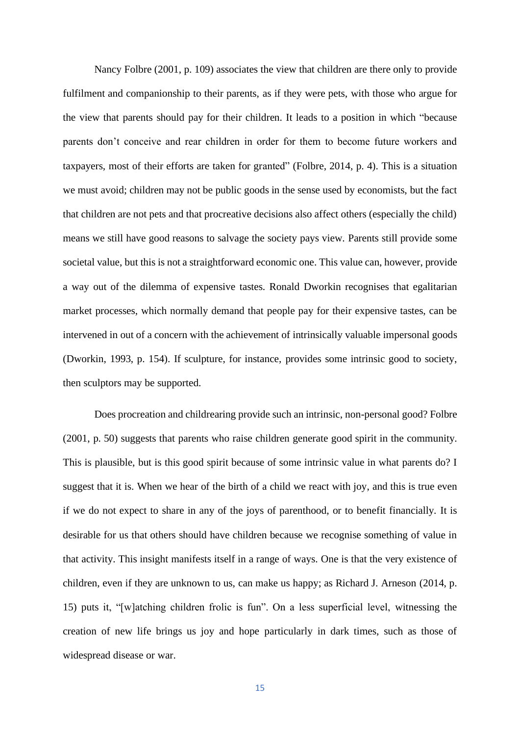Nancy Folbre (2001, p. 109) associates the view that children are there only to provide fulfilment and companionship to their parents, as if they were pets, with those who argue for the view that parents should pay for their children. It leads to a position in which "because parents don't conceive and rear children in order for them to become future workers and taxpayers, most of their efforts are taken for granted" (Folbre, 2014, p. 4). This is a situation we must avoid; children may not be public goods in the sense used by economists, but the fact that children are not pets and that procreative decisions also affect others (especially the child) means we still have good reasons to salvage the society pays view. Parents still provide some societal value, but this is not a straightforward economic one. This value can, however, provide a way out of the dilemma of expensive tastes. Ronald Dworkin recognises that egalitarian market processes, which normally demand that people pay for their expensive tastes, can be intervened in out of a concern with the achievement of intrinsically valuable impersonal goods (Dworkin, 1993, p. 154). If sculpture, for instance, provides some intrinsic good to society, then sculptors may be supported.

Does procreation and childrearing provide such an intrinsic, non-personal good? Folbre (2001, p. 50) suggests that parents who raise children generate good spirit in the community. This is plausible, but is this good spirit because of some intrinsic value in what parents do? I suggest that it is. When we hear of the birth of a child we react with joy, and this is true even if we do not expect to share in any of the joys of parenthood, or to benefit financially. It is desirable for us that others should have children because we recognise something of value in that activity. This insight manifests itself in a range of ways. One is that the very existence of children, even if they are unknown to us, can make us happy; as Richard J. Arneson (2014, p. 15) puts it, "[w]atching children frolic is fun". On a less superficial level, witnessing the creation of new life brings us joy and hope particularly in dark times, such as those of widespread disease or war.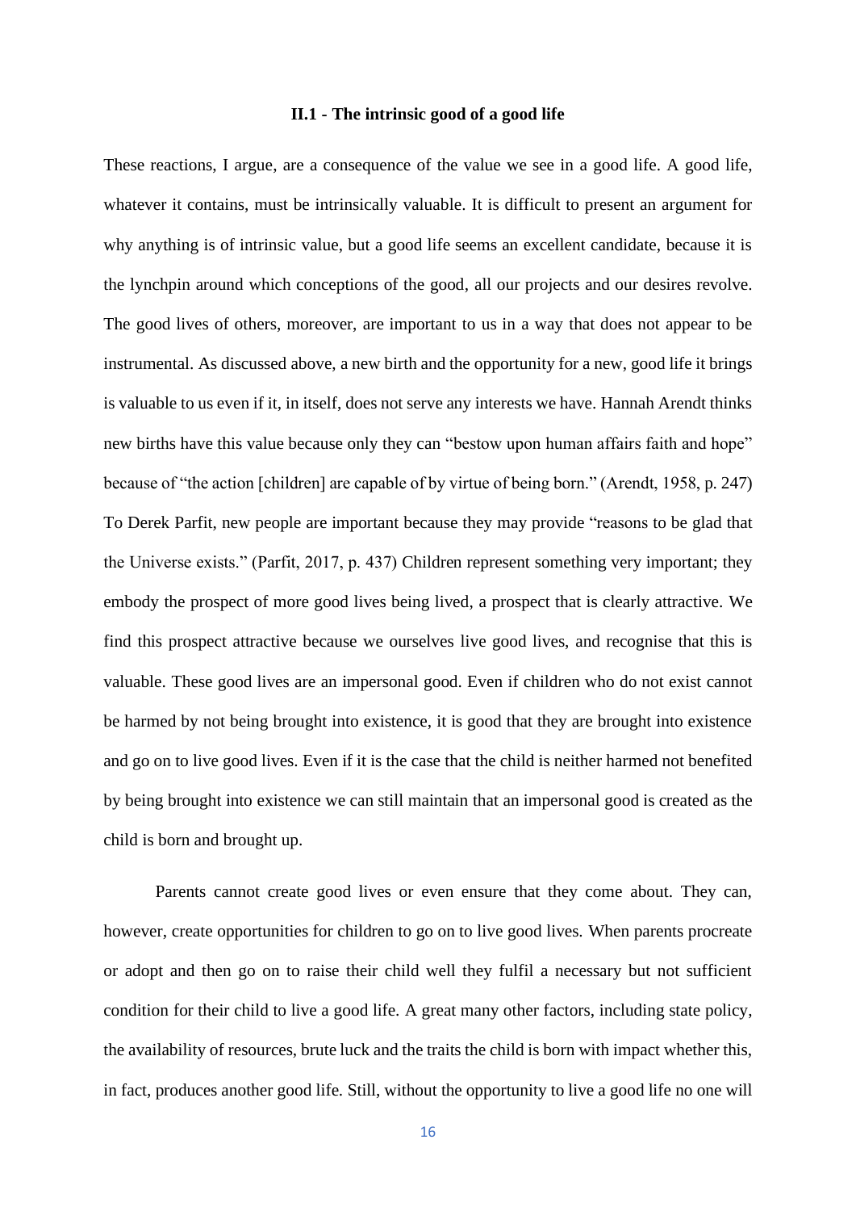### II.1 - The intrinsic good of a good life

These reactions, I argue, are a consequence of the value we see in a good life. A good life, whatever it contains, must be intrinsically valuable. It is difficult to present an argument for why anything is of intrinsic value, but a good life seems an excellent candidate, because it is the lynchpin around which conceptions of the good, all our projects and our desires revolve. The good lives of others, moreover, are important to us in a way that does not appear to be instrumental. As discussed above, a new birth and the opportunity for a new, good life it brings is valuable to us even if it, in itself, does not serve any interests we have. Hannah Arendt thinks new births have this value because only they can "bestow upon human affairs faith and hope" because of "the action [children] are capable of by virtue of being born." (Arendt, 1958, p. 247) To Derek Parfit, new people are important because they may provide "reasons to be glad that the Universe exists." (Parfit, 2017, p. 437) Children represent something very important; they embody the prospect of more good lives being lived, a prospect that is clearly attractive. We find this prospect attractive because we ourselves live good lives, and recognise that this is valuable. These good lives are an impersonal good. Even if children who do not exist cannot be harmed by not being brought into existence, it is good that they are brought into existence and go on to live good lives. Even if it is the case that the child is neither harmed not benefited by being brought into existence we can still maintain that an impersonal good is created as the child is born and brought up.

Parents cannot create good lives or even ensure that they come about. They can, however, create opportunities for children to go on to live good lives. When parents procreate or adopt and then go on to raise their child well they fulfil a necessary but not sufficient condition for their child to live a good life. A great many other factors, including state policy, the availability of resources, brute luck and the traits the child is born with impact whether this, in fact, produces another good life. Still, without the opportunity to live a good life no one will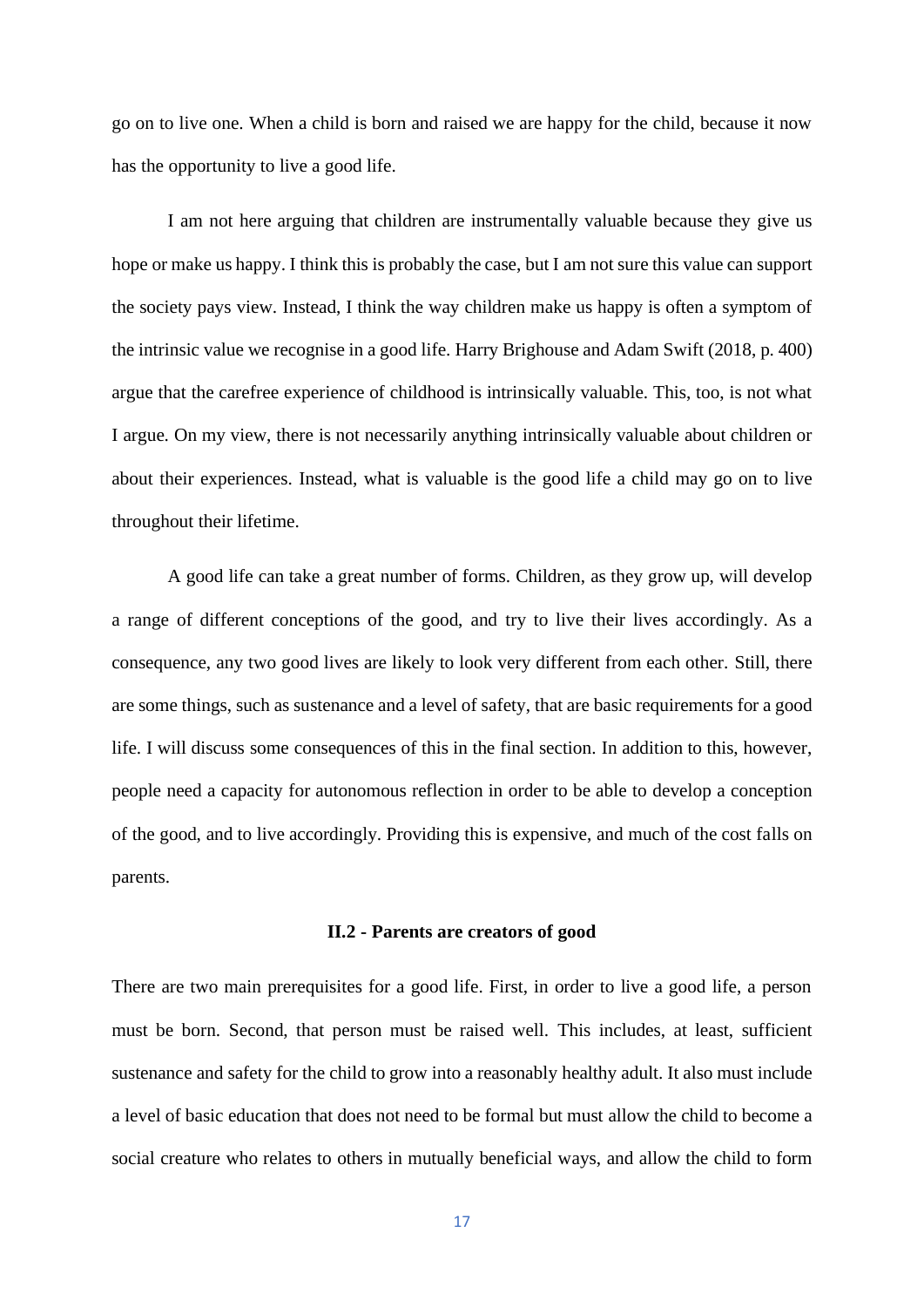go on to live one. When a child is born and raised we are happy for the child, because it now has the opportunity to live a good life.

I am not here arguing that children are instrumentally valuable because they give us hope or make us happy. I think this is probably the case, but I am not sure this value can support the society pays view. Instead, I think the way children make us happy is often a symptom of the intrinsic value we recognise in a good life. Harry Brighouse and Adam Swift (2018, p. 400) argue that the carefree experience of childhood is intrinsically valuable. This, too, is not what I argue. On my view, there is not necessarily anything intrinsically valuable about children or about their experiences. Instead, what is valuable is the good life a child may go on to live throughout their lifetime.

A good life can take a great number of forms. Children, as they grow up, will develop a range of different conceptions of the good, and try to live their lives accordingly. As a consequence, any two good lives are likely to look very different from each other. Still, there are some things, such as sustenance and a level of safety, that are basic requirements for a good life. I will discuss some consequences of this in the final section. In addition to this, however, people need a capacity for autonomous reflection in order to be able to develop a conception of the good, and to live accordingly. Providing this is expensive, and much of the cost falls on parents.

### II.2 - Parents are creators of good

There are two main prerequisites for a good life. First, in order to live a good life, a person must be born. Second, that person must be raised well. This includes, at least, sufficient sustenance and safety for the child to grow into a reasonably healthy adult. It also must include a level of basic education that does not need to be formal but must allow the child to become a social creature who relates to others in mutually beneficial ways, and allow the child to form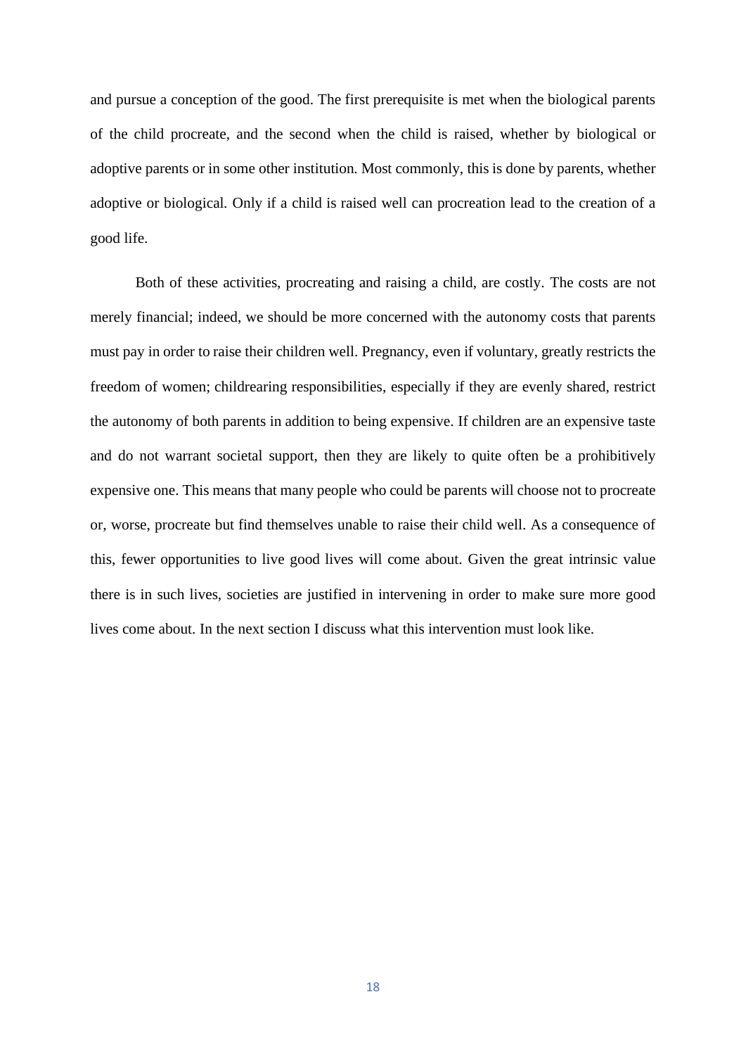and pursue a conception of the good. The first prerequisite is met when the biological parents of the child procreate, and the second when the child is raised, whether by biological or adoptive parents or in some other institution. Most commonly, this is done by parents, whether adoptive or biological. Only if a child is raised well can procreation lead to the creation of a good life.

Both of these activities, procreating and raising a child, are costly. The costs are not merely financial; indeed, we should be more concerned with the autonomy costs that parents must pay in order to raise their children well. Pregnancy, even if voluntary, greatly restricts the freedom of women; childrearing responsibilities, especially if they are evenly shared, restrict the autonomy of both parents in addition to being expensive. If children are an expensive taste and do not warrant societal support, then they are likely to quite often be a prohibitively expensive one. This means that many people who could be parents will choose not to procreate or, worse, procreate but find themselves unable to raise their child well. As a consequence of this, fewer opportunities to live good lives will come about. Given the great intrinsic value there is in such lives, societies are justified in intervening in order to make sure more good lives come about. In the next section I discuss what this intervention must look like.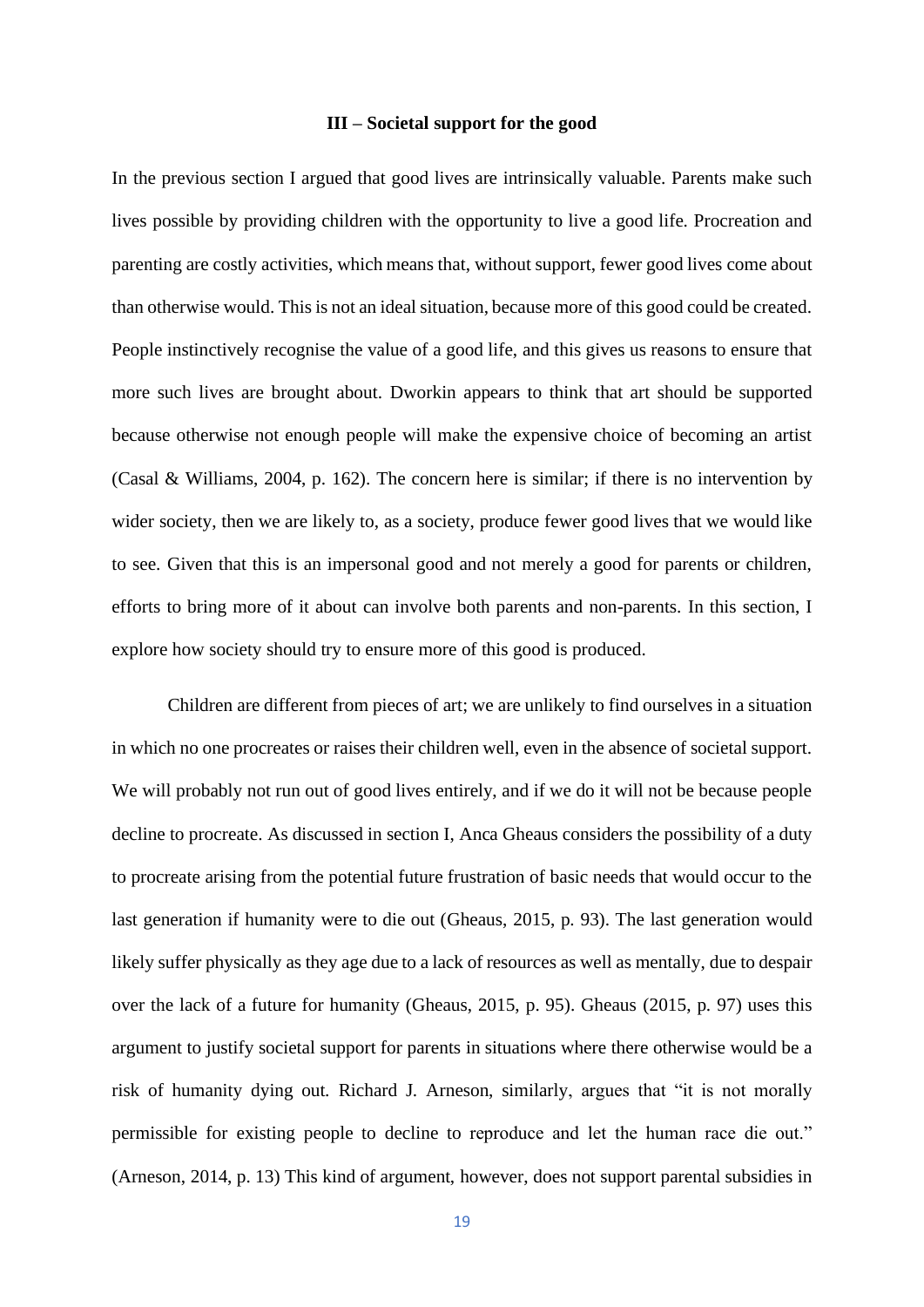### III – Societal support for the good

In the previous section I argued that good lives are intrinsically valuable. Parents make such lives possible by providing children with the opportunity to live a good life. Procreation and parenting are costly activities, which means that, without support, fewer good lives come about than otherwise would. This is not an ideal situation, because more of this good could be created. People instinctively recognise the value of a good life, and this gives us reasons to ensure that more such lives are brought about. Dworkin appears to think that art should be supported because otherwise not enough people will make the expensive choice of becoming an artist (Casal & Williams, 2004, p. 162). The concern here is similar; if there is no intervention by wider society, then we are likely to, as a society, produce fewer good lives that we would like to see. Given that this is an impersonal good and not merely a good for parents or children, efforts to bring more of it about can involve both parents and non-parents. In this section, I explore how society should try to ensure more of this good is produced.

Children are different from pieces of art; we are unlikely to find ourselves in a situation in which no one procreates or raises their children well, even in the absence of societal support. We will probably not run out of good lives entirely, and if we do it will not be because people decline to procreate. As discussed in section I, Anca Gheaus considers the possibility of a duty to procreate arising from the potential future frustration of basic needs that would occur to the last generation if humanity were to die out (Gheaus, 2015, p. 93). The last generation would likely suffer physically as they age due to a lack of resources as well as mentally, due to despair over the lack of a future for humanity (Gheaus, 2015, p. 95). Gheaus (2015, p. 97) uses this argument to justify societal support for parents in situations where there otherwise would be a risk of humanity dying out. Richard J. Arneson, similarly, argues that "it is not morally permissible for existing people to decline to reproduce and let the human race die out." (Arneson, 2014, p. 13) This kind of argument, however, does not support parental subsidies in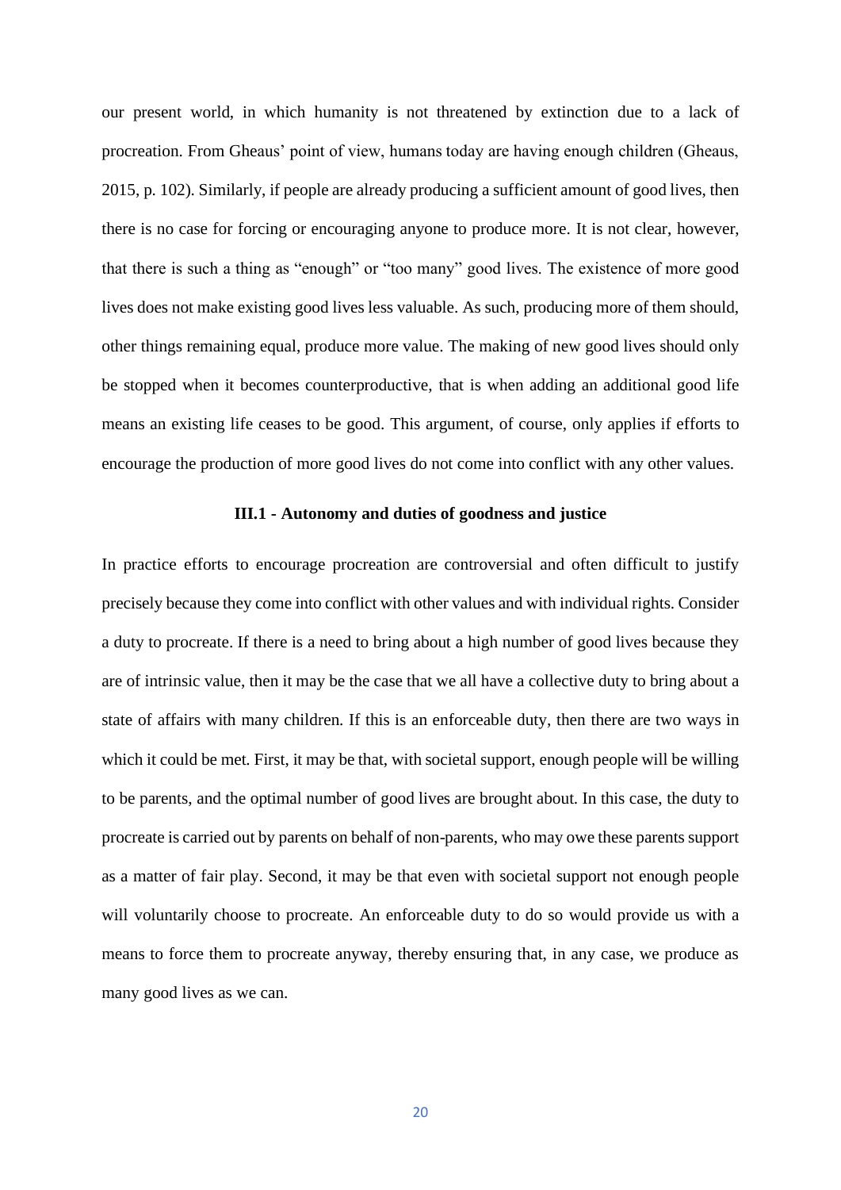our present world, in which humanity is not threatened by extinction due to a lack of procreation. From Gheaus' point of view, humans today are having enough children (Gheaus, 2015, p. 102). Similarly, if people are already producing a sufficient amount of good lives, then there is no case for forcing or encouraging anyone to produce more. It is not clear, however, that there is such a thing as "enough" or "too many" good lives. The existence of more good lives does not make existing good lives less valuable. As such, producing more of them should, other things remaining equal, produce more value. The making of new good lives should only be stopped when it becomes counterproductive, that is when adding an additional good life means an existing life ceases to be good. This argument, of course, only applies if efforts to encourage the production of more good lives do not come into conflict with any other values.

### III.1 - Autonomy and duties of goodness and justice

In practice efforts to encourage procreation are controversial and often difficult to justify precisely because they come into conflict with other values and with individual rights. Consider a duty to procreate. If there is a need to bring about a high number of good lives because they are of intrinsic value, then it may be the case that we all have a collective duty to bring about a state of affairs with many children. If this is an enforceable duty, then there are two ways in which it could be met. First, it may be that, with societal support, enough people will be willing to be parents, and the optimal number of good lives are brought about. In this case, the duty to procreate is carried out by parents on behalf of non-parents, who may owe these parents support as a matter of fair play. Second, it may be that even with societal support not enough people will voluntarily choose to procreate. An enforceable duty to do so would provide us with a means to force them to procreate anyway, thereby ensuring that, in any case, we produce as many good lives as we can.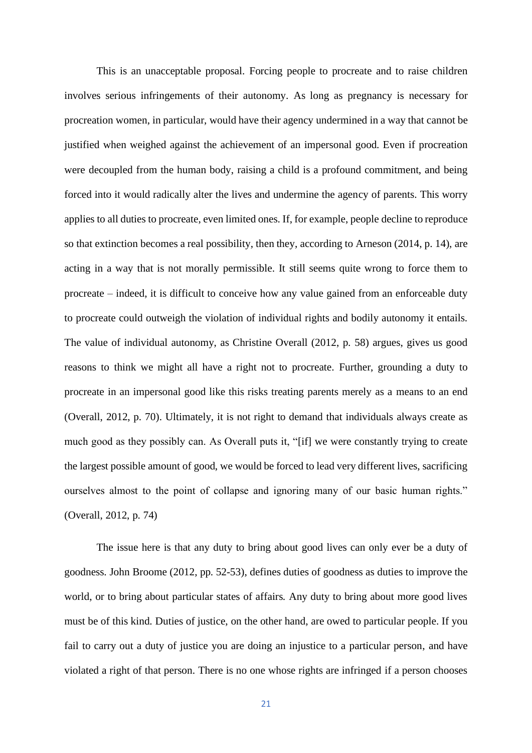This is an unacceptable proposal. Forcing people to procreate and to raise children involves serious infringements of their autonomy. As long as pregnancy is necessary for procreation women, in particular, would have their agency undermined in a way that cannot be justified when weighed against the achievement of an impersonal good. Even if procreation were decoupled from the human body, raising a child is a profound commitment, and being forced into it would radically alter the lives and undermine the agency of parents. This worry applies to all duties to procreate, even limited ones. If, for example, people decline to reproduce so that extinction becomes a real possibility, then they, according to Arneson (2014, p. 14), are acting in a way that is not morally permissible. It still seems quite wrong to force them to procreate – indeed, it is difficult to conceive how any value gained from an enforceable duty to procreate could outweigh the violation of individual rights and bodily autonomy it entails. The value of individual autonomy, as Christine Overall (2012, p. 58) argues, gives us good reasons to think we might all have a right not to procreate. Further, grounding a duty to procreate in an impersonal good like this risks treating parents merely as a means to an end (Overall, 2012, p. 70). Ultimately, it is not right to demand that individuals always create as much good as they possibly can. As Overall puts it, "[if] we were constantly trying to create the largest possible amount of good, we would be forced to lead very different lives, sacrificing ourselves almost to the point of collapse and ignoring many of our basic human rights." (Overall, 2012, p. 74)

The issue here is that any duty to bring about good lives can only ever be a duty of goodness. John Broome (2012, pp. 52-53), defines duties of goodness as duties to improve the world, or to bring about particular states of affairs. Any duty to bring about more good lives must be of this kind. Duties of justice, on the other hand, are owed to particular people. If you fail to carry out a duty of justice you are doing an injustice to a particular person, and have violated a right of that person. There is no one whose rights are infringed if a person chooses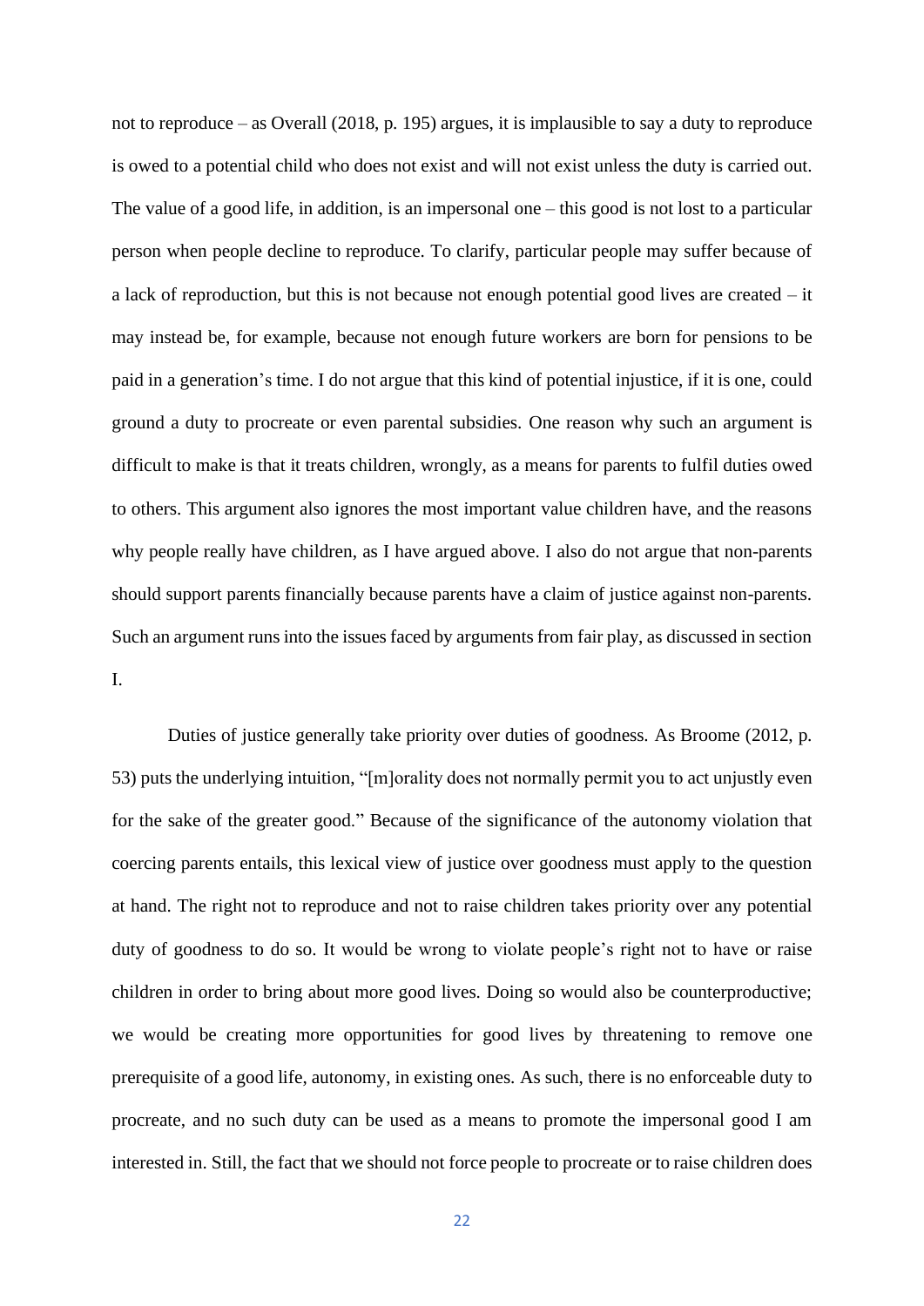not to reproduce – as Overall (2018, p. 195) argues, it is implausible to say a duty to reproduce is owed to a potential child who does not exist and will not exist unless the duty is carried out. The value of a good life, in addition, is an impersonal one – this good is not lost to a particular person when people decline to reproduce. To clarify, particular people may suffer because of a lack of reproduction, but this is not because not enough potential good lives are created – it may instead be, for example, because not enough future workers are born for pensions to be paid in a generation's time. I do not argue that this kind of potential injustice, if it is one, could ground a duty to procreate or even parental subsidies. One reason why such an argument is difficult to make is that it treats children, wrongly, as a means for parents to fulfil duties owed to others. This argument also ignores the most important value children have, and the reasons why people really have children, as I have argued above. I also do not argue that non-parents should support parents financially because parents have a claim of justice against non-parents. Such an argument runs into the issues faced by arguments from fair play, as discussed in section I.

Duties of justice generally take priority over duties of goodness. As Broome (2012, p. 53) puts the underlying intuition, "[m]orality does not normally permit you to act unjustly even for the sake of the greater good." Because of the significance of the autonomy violation that coercing parents entails, this lexical view of justice over goodness must apply to the question at hand. The right not to reproduce and not to raise children takes priority over any potential duty of goodness to do so. It would be wrong to violate people's right not to have or raise children in order to bring about more good lives. Doing so would also be counterproductive; we would be creating more opportunities for good lives by threatening to remove one prerequisite of a good life, autonomy, in existing ones. As such, there is no enforceable duty to procreate, and no such duty can be used as a means to promote the impersonal good I am interested in. Still, the fact that we should not force people to procreate or to raise children does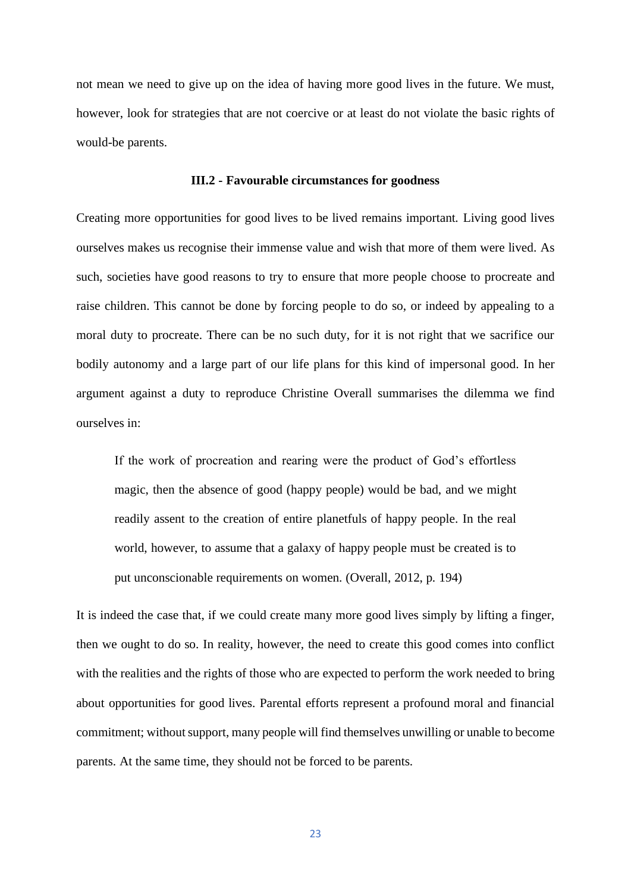not mean we need to give up on the idea of having more good lives in the future. We must, however, look for strategies that are not coercive or at least do not violate the basic rights of would-be parents.

### III.2 - Favourable circumstances for goodness

Creating more opportunities for good lives to be lived remains important. Living good lives ourselves makes us recognise their immense value and wish that more of them were lived. As such, societies have good reasons to try to ensure that more people choose to procreate and raise children. This cannot be done by forcing people to do so, or indeed by appealing to a moral duty to procreate. There can be no such duty, for it is not right that we sacrifice our bodily autonomy and a large part of our life plans for this kind of impersonal good. In her argument against a duty to reproduce Christine Overall summarises the dilemma we find ourselves in:

> If the work of procreation and rearing were the product of God's effortless magic, then the absence of good (happy people) would be bad, and we might readily assent to the creation of entire planetfuls of happy people. In the real world, however, to assume that a galaxy of happy people must be created is to put unconscionable requirements on women. (Overall, 2012, p. 194)

It is indeed the case that, if we could create many more good lives simply by lifting a finger, then we ought to do so. In reality, however, the need to create this good comes into conflict with the realities and the rights of those who are expected to perform the work needed to bring about opportunities for good lives. Parental efforts represent a profound moral and financial commitment; without support, many people will find themselves unwilling or unable to become parents. At the same time, they should not be forced to be parents.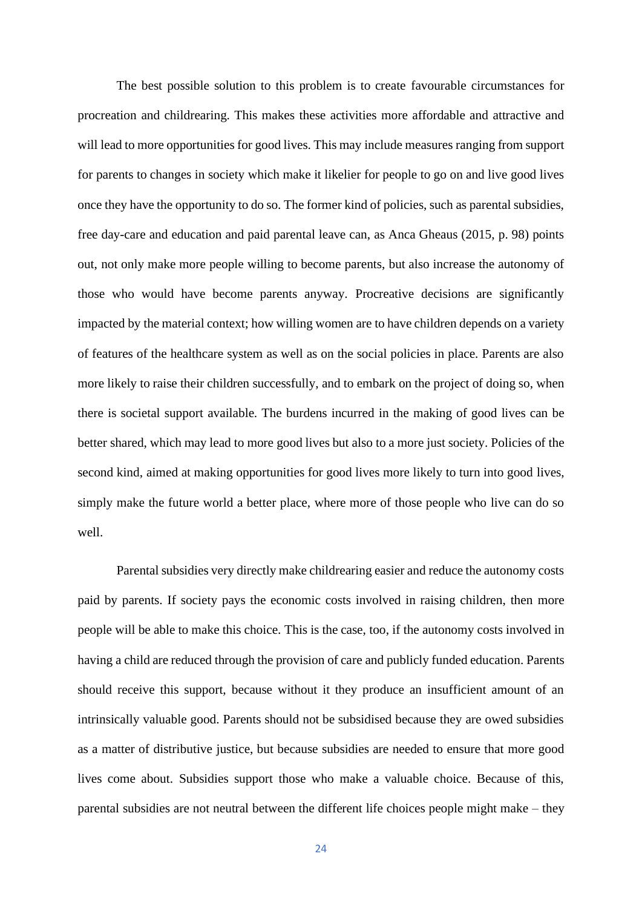The best possible solution to this problem is to create favourable circumstances for procreation and childrearing. This makes these activities more affordable and attractive and will lead to more opportunities for good lives. This may include measures ranging from support for parents to changes in society which make it likelier for people to go on and live good lives once they have the opportunity to do so. The former kind of policies, such as parental subsidies, free day-care and education and paid parental leave can, as Anca Gheaus (2015, p. 98) points out, not only make more people willing to become parents, but also increase the autonomy of those who would have become parents anyway. Procreative decisions are significantly impacted by the material context; how willing women are to have children depends on a variety of features of the healthcare system as well as on the social policies in place. Parents are also more likely to raise their children successfully, and to embark on the project of doing so, when there is societal support available. The burdens incurred in the making of good lives can be better shared, which may lead to more good lives but also to a more just society. Policies of the second kind, aimed at making opportunities for good lives more likely to turn into good lives, simply make the future world a better place, where more of those people who live can do so well.

Parental subsidies very directly make childrearing easier and reduce the autonomy costs paid by parents. If society pays the economic costs involved in raising children, then more people will be able to make this choice. This is the case, too, if the autonomy costs involved in having a child are reduced through the provision of care and publicly funded education. Parents should receive this support, because without it they produce an insufficient amount of an intrinsically valuable good. Parents should not be subsidised because they are owed subsidies as a matter of distributive justice, but because subsidies are needed to ensure that more good lives come about. Subsidies support those who make a valuable choice. Because of this, parental subsidies are not neutral between the different life choices people might make – they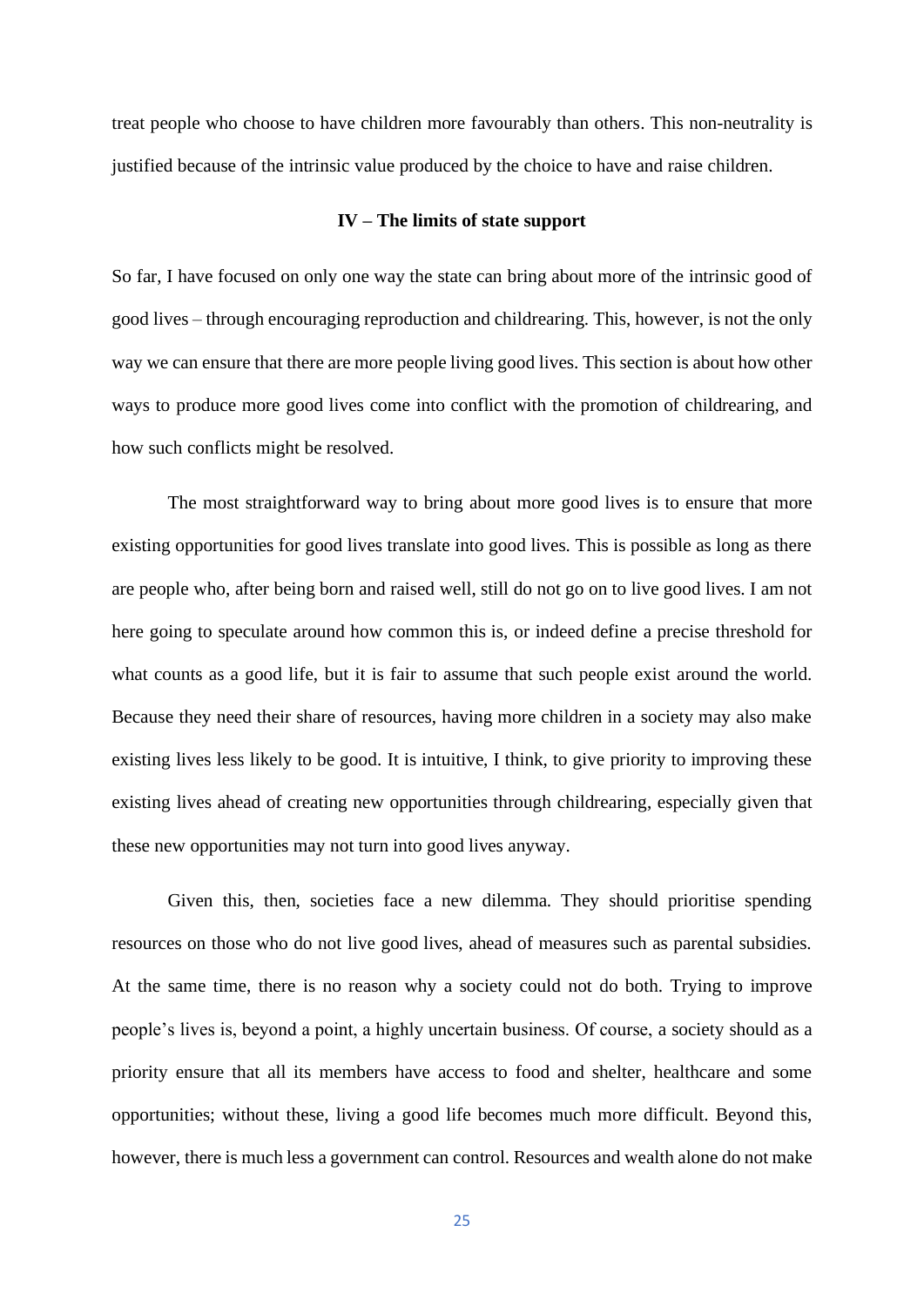treat people who choose to have children more favourably than others. This non-neutrality is justified because of the intrinsic value produced by the choice to have and raise children.

## IV – The limits of state support

So far, I have focused on only one way the state can bring about more of the intrinsic good of good lives – through encouraging reproduction and childrearing. This, however, is not the only way we can ensure that there are more people living good lives. This section is about how other ways to produce more good lives come into conflict with the promotion of childrearing, and how such conflicts might be resolved.

The most straightforward way to bring about more good lives is to ensure that more existing opportunities for good lives translate into good lives. This is possible as long as there are people who, after being born and raised well, still do not go on to live good lives. I am not here going to speculate around how common this is, or indeed define a precise threshold for what counts as a good life, but it is fair to assume that such people exist around the world. Because they need their share of resources, having more children in a society may also make existing lives less likely to be good. It is intuitive, I think, to give priority to improving these existing lives ahead of creating new opportunities through childrearing, especially given that these new opportunities may not turn into good lives anyway.

Given this, then, societies face a new dilemma. They should prioritise spending resources on those who do not live good lives, ahead of measures such as parental subsidies. At the same time, there is no reason why a society could not do both. Trying to improve people's lives is, beyond a point, a highly uncertain business. Of course, a society should as a priority ensure that all its members have access to food and shelter, healthcare and some opportunities; without these, living a good life becomes much more difficult. Beyond this, however, there is much less a government can control. Resources and wealth alone do not make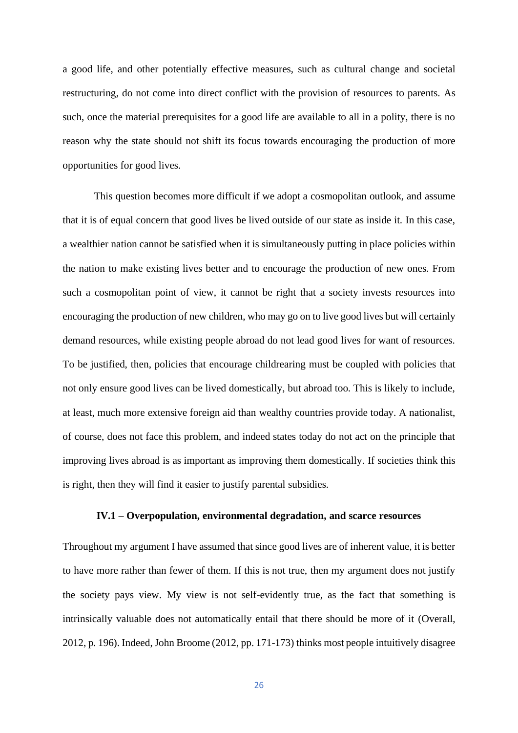a good life, and other potentially effective measures, such as cultural change and societal restructuring, do not come into direct conflict with the provision of resources to parents. As such, once the material prerequisites for a good life are available to all in a polity, there is no reason why the state should not shift its focus towards encouraging the production of more opportunities for good lives.

This question becomes more difficult if we adopt a cosmopolitan outlook, and assume that it is of equal concern that good lives be lived outside of our state as inside it. In this case, a wealthier nation cannot be satisfied when it is simultaneously putting in place policies within the nation to make existing lives better and to encourage the production of new ones. From such a cosmopolitan point of view, it cannot be right that a society invests resources into encouraging the production of new children, who may go on to live good lives but will certainly demand resources, while existing people abroad do not lead good lives for want of resources. To be justified, then, policies that encourage childrearing must be coupled with policies that not only ensure good lives can be lived domestically, but abroad too. This is likely to include, at least, much more extensive foreign aid than wealthy countries provide today. A nationalist, of course, does not face this problem, and indeed states today do not act on the principle that improving lives abroad is as important as improving them domestically. If societies think this is right, then they will find it easier to justify parental subsidies.

### IV.1 – Overpopulation, environmental degradation, and scarce resources

Throughout my argument I have assumed that since good lives are of inherent value, it is better to have more rather than fewer of them. If this is not true, then my argument does not justify the society pays view. My view is not self-evidently true, as the fact that something is intrinsically valuable does not automatically entail that there should be more of it (Overall, 2012, p. 196). Indeed, John Broome (2012, pp. 171-173) thinks most people intuitively disagree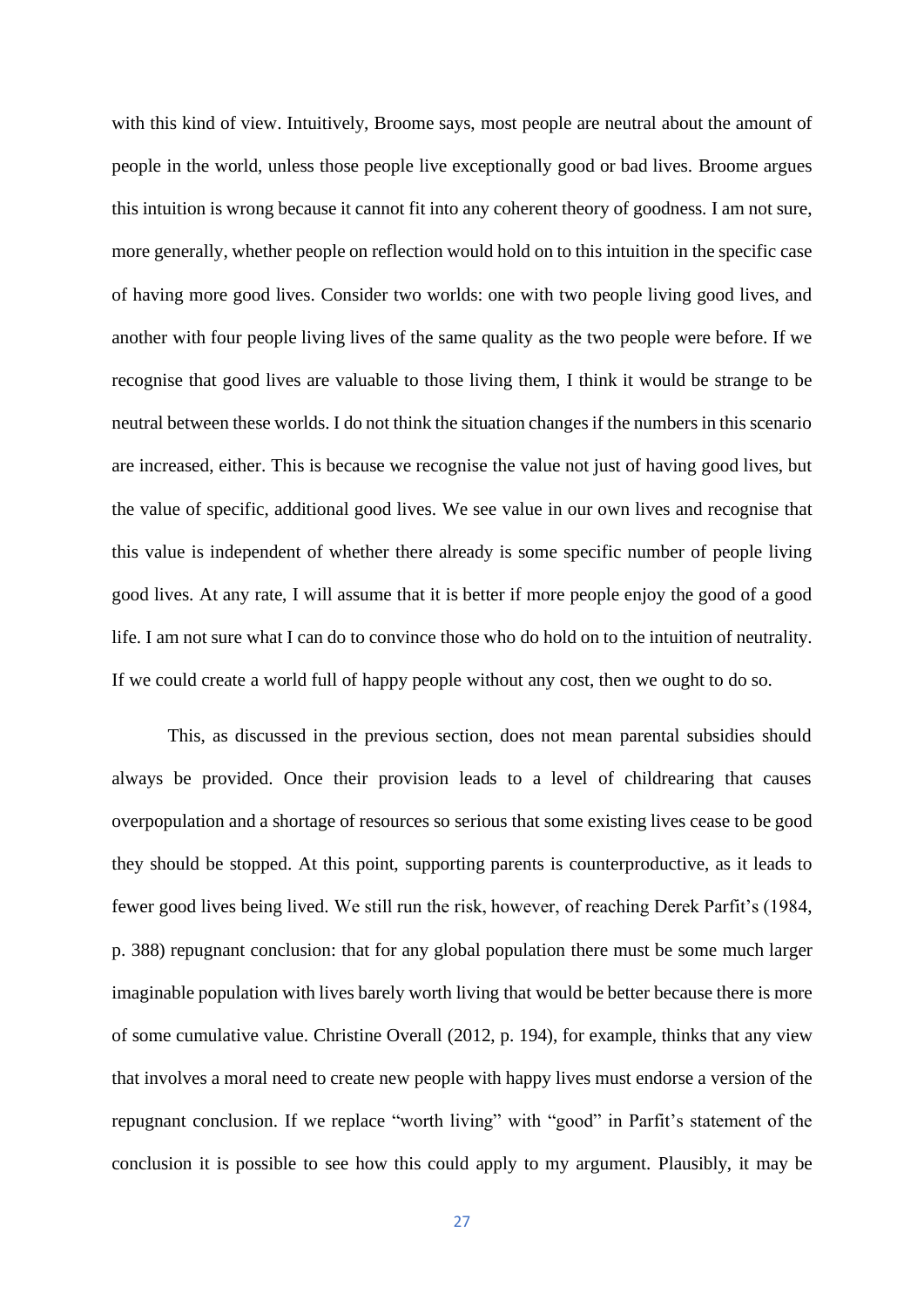with this kind of view. Intuitively, Broome says, most people are neutral about the amount of people in the world, unless those people live exceptionally good or bad lives. Broome argues this intuition is wrong because it cannot fit into any coherent theory of goodness. I am not sure, more generally, whether people on reflection would hold on to this intuition in the specific case of having more good lives. Consider two worlds: one with two people living good lives, and another with four people living lives of the same quality as the two people were before. If we recognise that good lives are valuable to those living them, I think it would be strange to be neutral between these worlds. I do not think the situation changes if the numbers in this scenario are increased, either. This is because we recognise the value not just of having good lives, but the value of specific, additional good lives. We see value in our own lives and recognise that this value is independent of whether there already is some specific number of people living good lives. At any rate, I will assume that it is better if more people enjoy the good of a good life. I am not sure what I can do to convince those who do hold on to the intuition of neutrality. If we could create a world full of happy people without any cost, then we ought to do so.

This, as discussed in the previous section, does not mean parental subsidies should always be provided. Once their provision leads to a level of childrearing that causes overpopulation and a shortage of resources so serious that some existing lives cease to be good they should be stopped. At this point, supporting parents is counterproductive, as it leads to fewer good lives being lived. We still run the risk, however, of reaching Derek Parfit's (1984, p. 388) repugnant conclusion: that for any global population there must be some much larger imaginable population with lives barely worth living that would be better because there is more of some cumulative value. Christine Overall (2012, p. 194), for example, thinks that any view that involves a moral need to create new people with happy lives must endorse a version of the repugnant conclusion. If we replace "worth living" with "good" in Parfit's statement of the conclusion it is possible to see how this could apply to my argument. Plausibly, it may be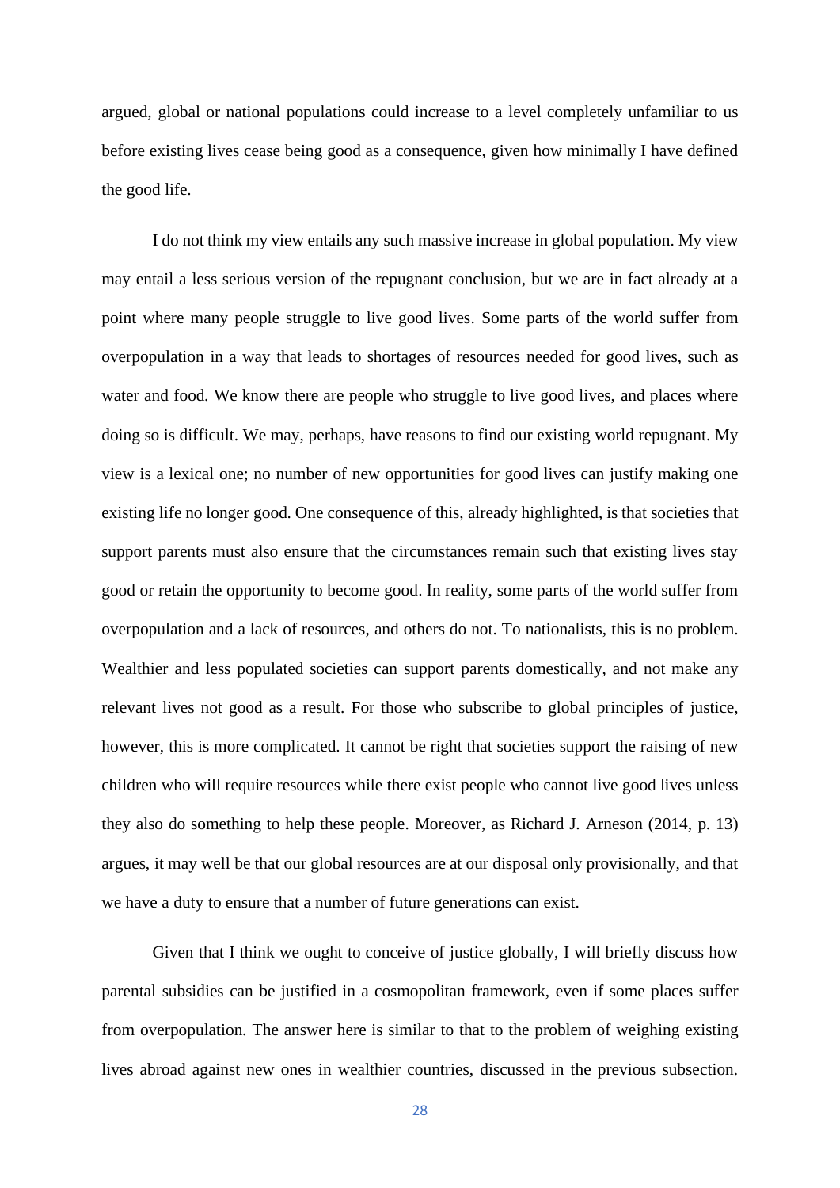argued, global or national populations could increase to a level completely unfamiliar to us before existing lives cease being good as a consequence, given how minimally I have defined the good life.

I do not think my view entails any such massive increase in global population. My view may entail a less serious version of the repugnant conclusion, but we are in fact already at a point where many people struggle to live good lives. Some parts of the world suffer from overpopulation in a way that leads to shortages of resources needed for good lives, such as water and food. We know there are people who struggle to live good lives, and places where doing so is difficult. We may, perhaps, have reasons to find our existing world repugnant. My view is a lexical one; no number of new opportunities for good lives can justify making one existing life no longer good. One consequence of this, already highlighted, is that societies that support parents must also ensure that the circumstances remain such that existing lives stay good or retain the opportunity to become good. In reality, some parts of the world suffer from overpopulation and a lack of resources, and others do not. To nationalists, this is no problem. Wealthier and less populated societies can support parents domestically, and not make any relevant lives not good as a result. For those who subscribe to global principles of justice, however, this is more complicated. It cannot be right that societies support the raising of new children who will require resources while there exist people who cannot live good lives unless they also do something to help these people. Moreover, as Richard J. Arneson (2014, p. 13) argues, it may well be that our global resources are at our disposal only provisionally, and that we have a duty to ensure that a number of future generations can exist.

Given that I think we ought to conceive of justice globally, I will briefly discuss how parental subsidies can be justified in a cosmopolitan framework, even if some places suffer from overpopulation. The answer here is similar to that to the problem of weighing existing lives abroad against new ones in wealthier countries, discussed in the previous subsection.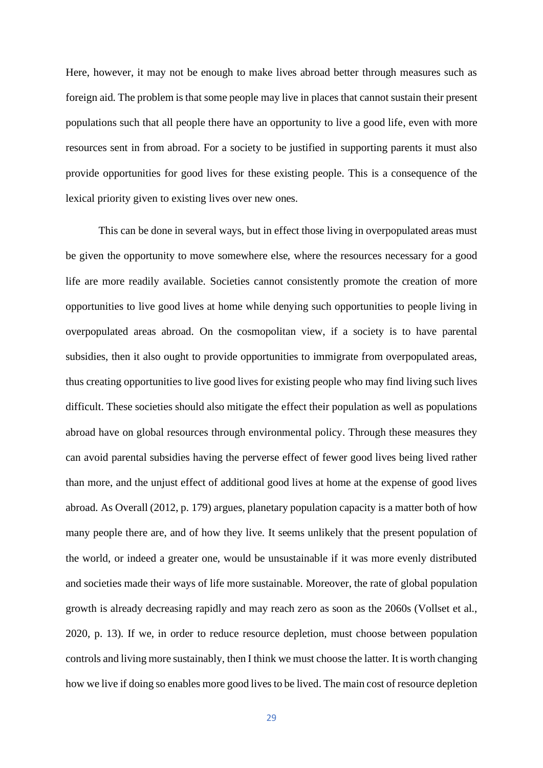Here, however, it may not be enough to make lives abroad better through measures such as foreign aid. The problem is that some people may live in places that cannot sustain their present populations such that all people there have an opportunity to live a good life, even with more resources sent in from abroad. For a society to be justified in supporting parents it must also provide opportunities for good lives for these existing people. This is a consequence of the lexical priority given to existing lives over new ones.

This can be done in several ways, but in effect those living in overpopulated areas must be given the opportunity to move somewhere else, where the resources necessary for a good life are more readily available. Societies cannot consistently promote the creation of more opportunities to live good lives at home while denying such opportunities to people living in overpopulated areas abroad. On the cosmopolitan view, if a society is to have parental subsidies, then it also ought to provide opportunities to immigrate from overpopulated areas, thus creating opportunities to live good lives for existing people who may find living such lives difficult. These societies should also mitigate the effect their population as well as populations abroad have on global resources through environmental policy. Through these measures they can avoid parental subsidies having the perverse effect of fewer good lives being lived rather than more, and the unjust effect of additional good lives at home at the expense of good lives abroad. As Overall (2012, p. 179) argues, planetary population capacity is a matter both of how many people there are, and of how they live. It seems unlikely that the present population of the world, or indeed a greater one, would be unsustainable if it was more evenly distributed and societies made their ways of life more sustainable. Moreover, the rate of global population growth is already decreasing rapidly and may reach zero as soon as the 2060s (Vollset et al., 2020, p. 13). If we, in order to reduce resource depletion, must choose between population controls and living more sustainably, then I think we must choose the latter. It is worth changing how we live if doing so enables more good lives to be lived. The main cost of resource depletion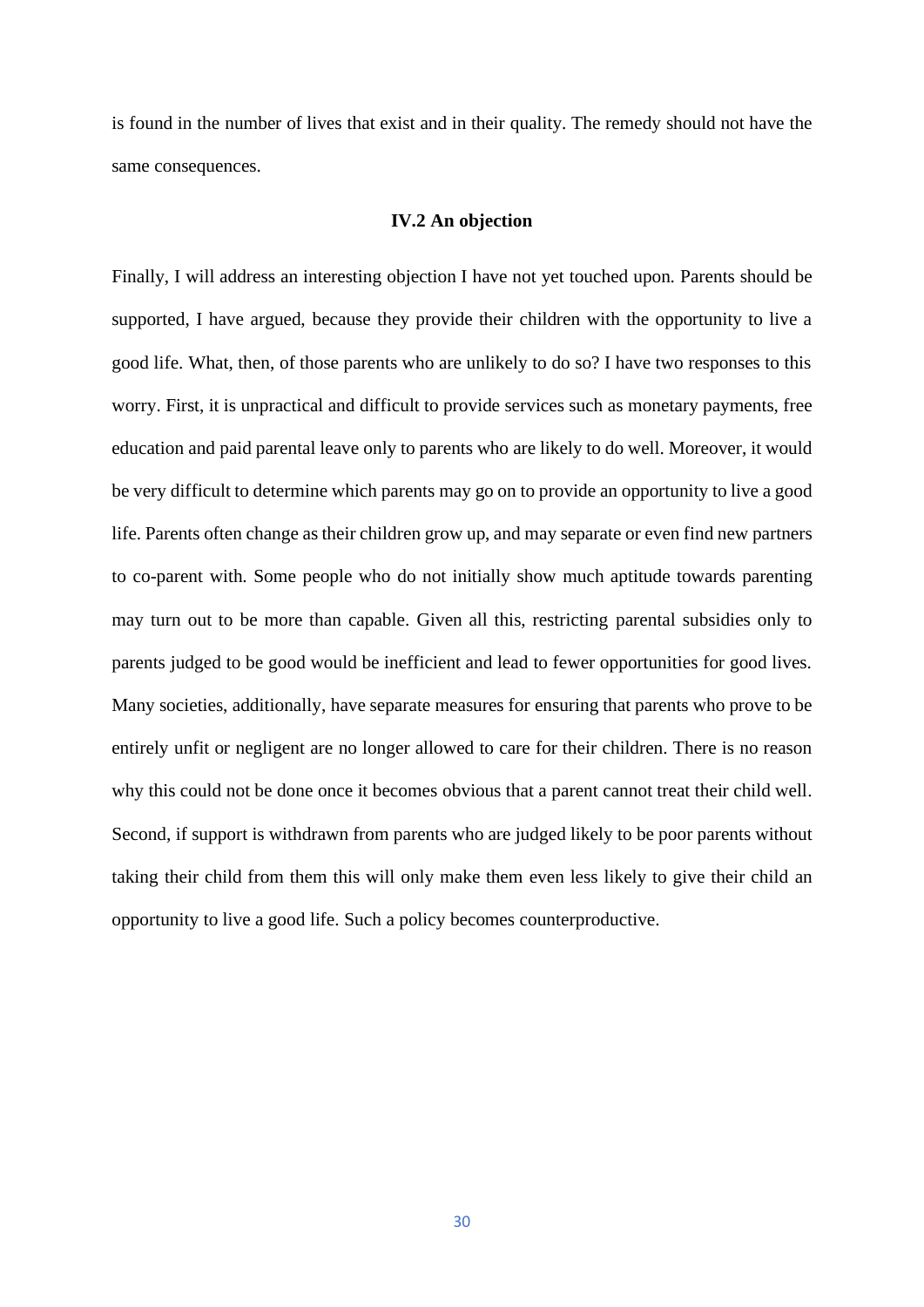is found in the number of lives that exist and in their quality. The remedy should not have the same consequences.

### IV.2 An objection

Finally, I will address an interesting objection I have not yet touched upon. Parents should be supported, I have argued, because they provide their children with the opportunity to live a good life. What, then, of those parents who are unlikely to do so? I have two responses to this worry. First, it is unpractical and difficult to provide services such as monetary payments, free education and paid parental leave only to parents who are likely to do well. Moreover, it would be very difficult to determine which parents may go on to provide an opportunity to live a good life. Parents often change as their children grow up, and may separate or even find new partners to co-parent with. Some people who do not initially show much aptitude towards parenting may turn out to be more than capable. Given all this, restricting parental subsidies only to parents judged to be good would be inefficient and lead to fewer opportunities for good lives. Many societies, additionally, have separate measures for ensuring that parents who prove to be entirely unfit or negligent are no longer allowed to care for their children. There is no reason why this could not be done once it becomes obvious that a parent cannot treat their child well. Second, if support is withdrawn from parents who are judged likely to be poor parents without taking their child from them this will only make them even less likely to give their child an opportunity to live a good life. Such a policy becomes counterproductive.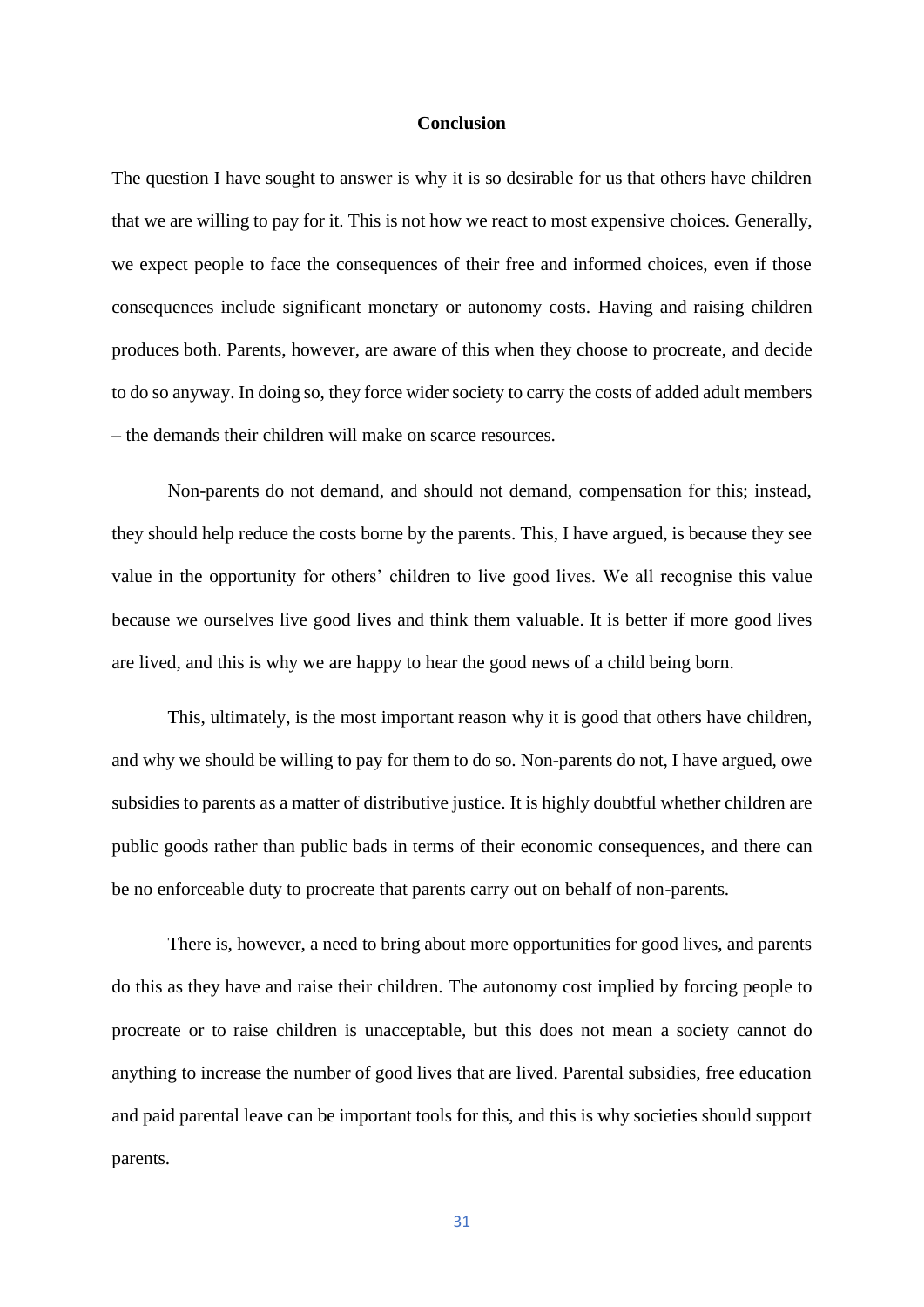## Conclusion

The question I have sought to answer is why it is so desirable for us that others have children that we are willing to pay for it. This is not how we react to most expensive choices. Generally, we expect people to face the consequences of their free and informed choices, even if those consequences include significant monetary or autonomy costs. Having and raising children produces both. Parents, however, are aware of this when they choose to procreate, and decide to do so anyway. In doing so, they force wider society to carry the costs of added adult members – the demands their children will make on scarce resources.

Non-parents do not demand, and should not demand, compensation for this; instead, they should help reduce the costs borne by the parents. This, I have argued, is because they see value in the opportunity for others' children to live good lives. We all recognise this value because we ourselves live good lives and think them valuable. It is better if more good lives are lived, and this is why we are happy to hear the good news of a child being born.

This, ultimately, is the most important reason why it is good that others have children, and why we should be willing to pay for them to do so. Non-parents do not, I have argued, owe subsidies to parents as a matter of distributive justice. It is highly doubtful whether children are public goods rather than public bads in terms of their economic consequences, and there can be no enforceable duty to procreate that parents carry out on behalf of non-parents.

There is, however, a need to bring about more opportunities for good lives, and parents do this as they have and raise their children. The autonomy cost implied by forcing people to procreate or to raise children is unacceptable, but this does not mean a society cannot do anything to increase the number of good lives that are lived. Parental subsidies, free education and paid parental leave can be important tools for this, and this is why societies should support parents.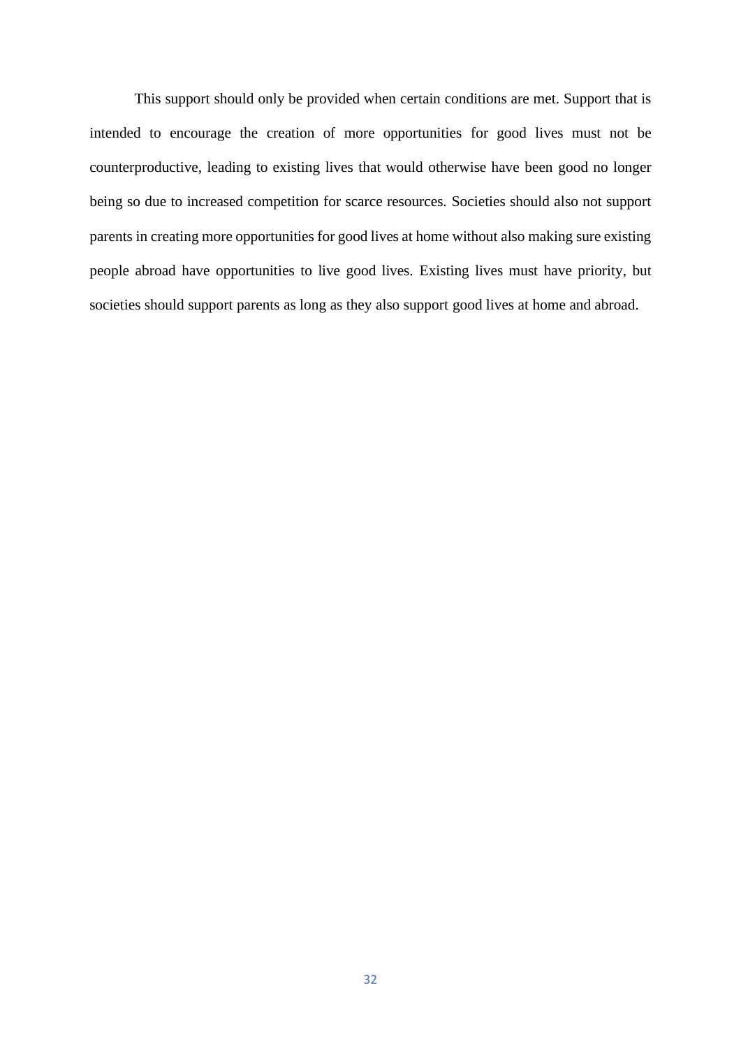This support should only be provided when certain conditions are met. Support that is intended to encourage the creation of more opportunities for good lives must not be counterproductive, leading to existing lives that would otherwise have been good no longer being so due to increased competition for scarce resources. Societies should also not support parents in creating more opportunities for good lives at home without also making sure existing people abroad have opportunities to live good lives. Existing lives must have priority, but societies should support parents as long as they also support good lives at home and abroad.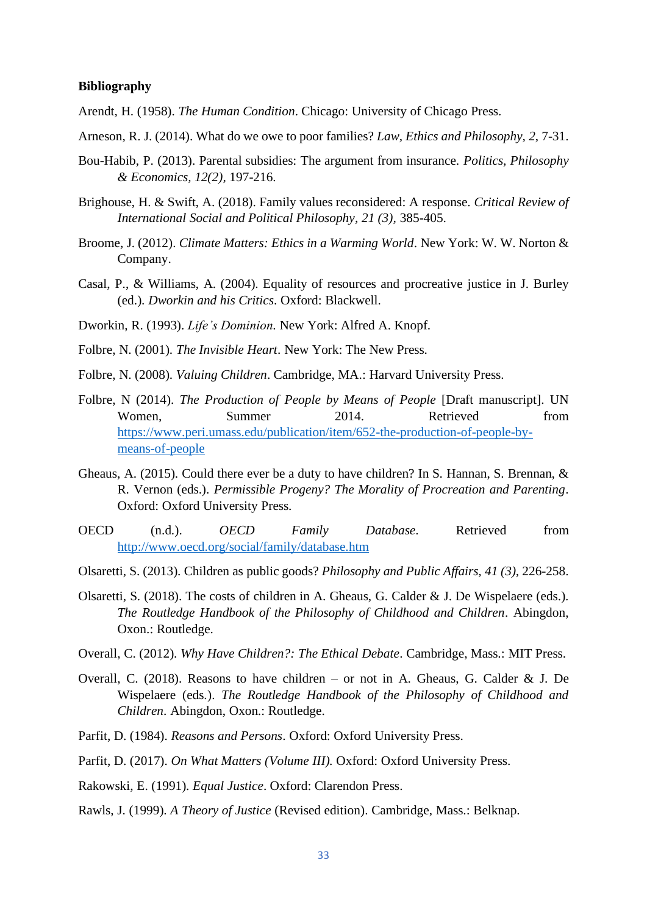**Bibliography**

Arendt, H. (1958). *The Human Condition*. Chicago: University of Chicago Press.

Arneson, R. J. (2014). What do we owe to poor families? *Law, Ethics and Philosophy, 2*, 7-31.

Bou-Habib, P. (2013). Parental subsidies: The argument from insurance. *Politics, Philosophy & Economics, 12(2)*, 197-216.

Brighouse, H. & Swift, A. (2018). Family values reconsidered: A response. *Critical Review of International Social and Political Philosophy, 21 (3)*, 385-405.

Broome, J. (2012). *Climate Matters: Ethics in a Warming World*. New York: W. W. Norton & Company.

Casal, P., & Williams, A. (2004). Equality of resources and procreative justice in J. Burley (ed.). *Dworkin and his Critics*. Oxford: Blackwell.

Dworkin, R. (1993). *Life's Dominion*. New York: Alfred A. Knopf.

Folbre, N. (2001). *The Invisible Heart*. New York: The New Press.

Folbre, N. (2008). *Valuing Children*. Cambridge, MA.: Harvard University Press.

Folbre, N (2014). *The Production of People by Means of People* [Draft manuscript]. UN Women, Summer 2014. Retrieved from https://www.peri.umass.edu/publication/item/652-the-production-of-people-by-means-of-people

Gheaus, A. (2015). Could there ever be a duty to have children? In S. Hannan, S. Brennan, & R. Vernon (eds.). *Permissible Progeny? The Morality of Procreation and Parenting*. Oxford: Oxford University Press.

OECD (n.d.). *OECD Family Database*. Retrieved from http://www.oecd.org/social/family/database.htm

Olsaretti, S. (2013). Children as public goods? *Philosophy and Public Affairs, 41 (3)*, 226-258.

Olsaretti, S. (2018). The costs of children in A. Gheaus, G. Calder & J. De Wispelaere (eds.). *The Routledge Handbook of the Philosophy of Childhood and Children*. Abingdon, Oxon.: Routledge.

Overall, C. (2012). *Why Have Children?: The Ethical Debate*. Cambridge, Mass.: MIT Press.

Overall, C. (2018). Reasons to have children – or not in A. Gheaus, G. Calder & J. De Wispelaere (eds.). *The Routledge Handbook of the Philosophy of Childhood and Children*. Abingdon, Oxon.: Routledge.

Parfit, D. (1984). *Reasons and Persons*. Oxford: Oxford University Press.

Parfit, D. (2017). *On What Matters (Volume III)*. Oxford: Oxford University Press.

Rakowski, E. (1991). *Equal Justice*. Oxford: Clarendon Press.

Rawls, J. (1999). *A Theory of Justice* (Revised edition). Cambridge, Mass.: Belknap.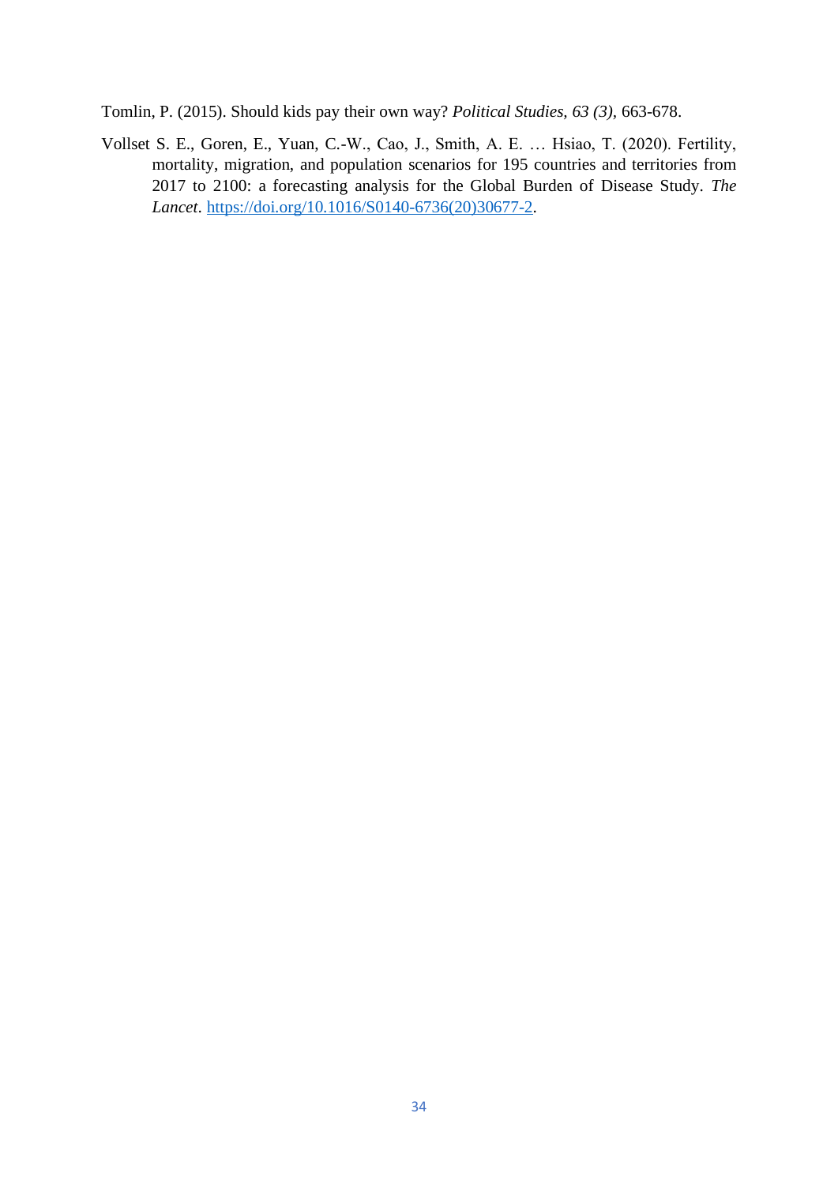Tomlin, P. (2015). Should kids pay their own way? *Political Studies, 63 (3),* 663-678.

Vollset S. E., Goren, E., Yuan, C.-W., Cao, J., Smith, A. E. … Hsiao, T. (2020). Fertility, mortality, migration, and population scenarios for 195 countries and territories from 2017 to 2100: a forecasting analysis for the Global Burden of Disease Study. *The Lancet*. https://doi.org/10.1016/S0140-6736(20)30677-2.